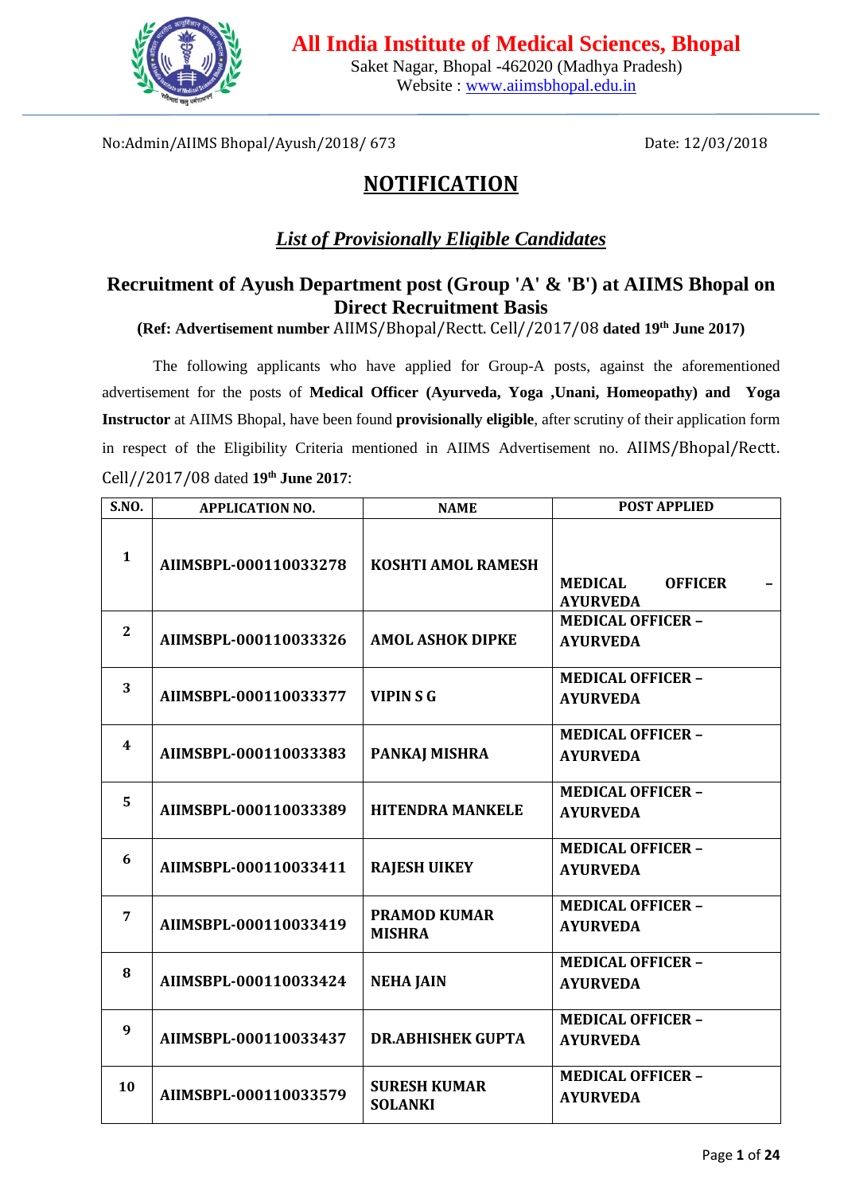# All India Institute of Medical Sciences, Bhopal

Saket Nagar, Bhopal -462020 (Madhya Pradesh)
Website : www.aiimsbhopal.edu.in

No:Admin/AIIMS Bhopal/Ayush/2018/ 673 Date: 12/03/2018

## NOTIFICATION

### *List of Provisionally Eligible Candidates*

### Recruitment of Ayush Department post (Group 'A' & 'B') at AIIMS Bhopal on Direct Recruitment Basis

**(Ref: Advertisement number** AIIMS/Bhopal/Rectt. Cell//2017/08 **dated 19th June 2017)**

The following applicants who have applied for Group-A posts, against the aforementioned advertisement for the posts of **Medical Officer (Ayurveda, Yoga ,Unani, Homeopathy) and Yoga Instructor** at AIIMS Bhopal, have been found **provisionally eligible**, after scrutiny of their application form in respect of the Eligibility Criteria mentioned in AIIMS Advertisement no. AIIMS/Bhopal/Rectt. Cell//2017/08 dated **19th June 2017**:

| S.NO. | APPLICATION NO. | NAME | POST APPLIED |
|---|---|---|---|
| 1 | AIIMSBPL-000110033278 | KOSHTI AMOL RAMESH | MEDICAL OFFICER – AYURVEDA |
| 2 | AIIMSBPL-000110033326 | AMOL ASHOK DIPKE | MEDICAL OFFICER – AYURVEDA |
| 3 | AIIMSBPL-000110033377 | VIPIN S G | MEDICAL OFFICER – AYURVEDA |
| 4 | AIIMSBPL-000110033383 | PANKAJ MISHRA | MEDICAL OFFICER – AYURVEDA |
| 5 | AIIMSBPL-000110033389 | HITENDRA MANKELE | MEDICAL OFFICER – AYURVEDA |
| 6 | AIIMSBPL-000110033411 | RAJESH UIKEY | MEDICAL OFFICER – AYURVEDA |
| 7 | AIIMSBPL-000110033419 | PRAMOD KUMAR MISHRA | MEDICAL OFFICER – AYURVEDA |
| 8 | AIIMSBPL-000110033424 | NEHA JAIN | MEDICAL OFFICER – AYURVEDA |
| 9 | AIIMSBPL-000110033437 | DR.ABHISHEK GUPTA | MEDICAL OFFICER – AYURVEDA |
| 10 | AIIMSBPL-000110033579 | SURESH KUMAR SOLANKI | MEDICAL OFFICER – AYURVEDA |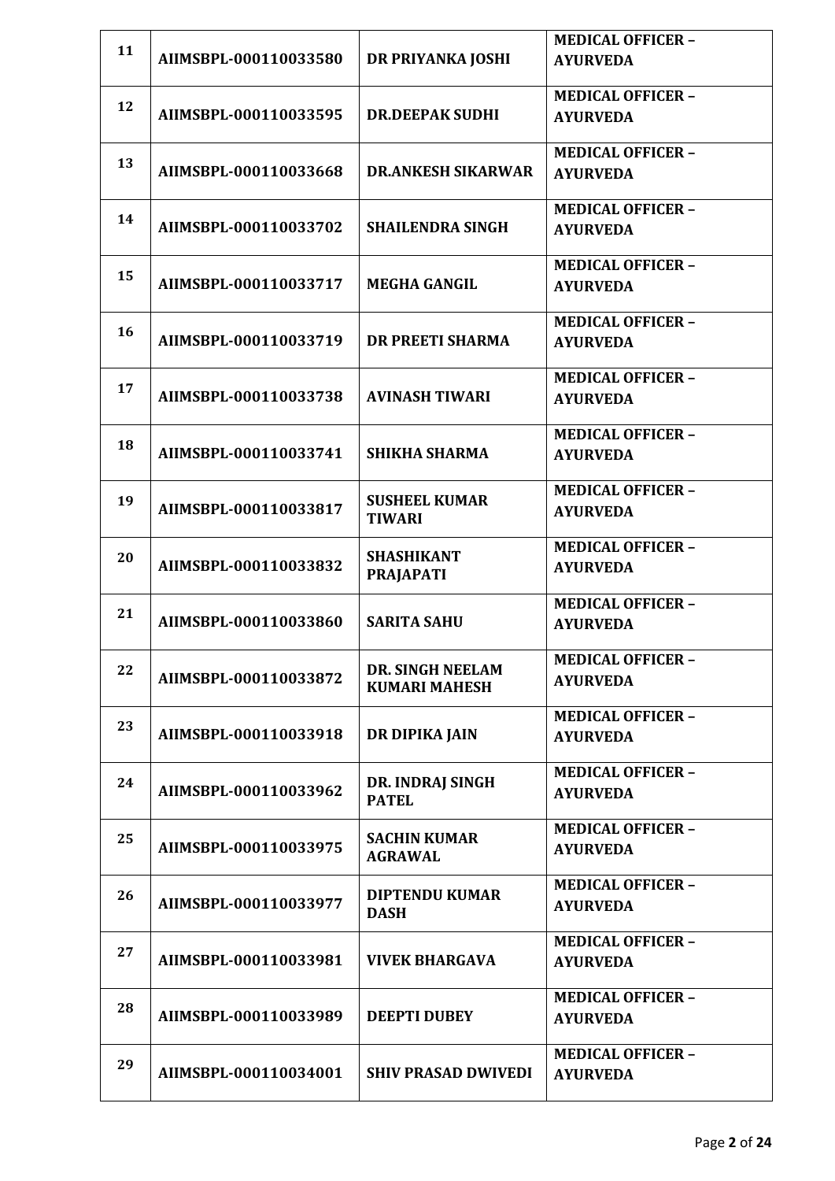| | | | |
|---|---|---|---|
| 11 | AIIMSBPL-000110033580 | DR PRIYANKA JOSHI | MEDICAL OFFICER – AYURVEDA |
| 12 | AIIMSBPL-000110033595 | DR.DEEPAK SUDHI | MEDICAL OFFICER – AYURVEDA |
| 13 | AIIMSBPL-000110033668 | DR.ANKESH SIKARWAR | MEDICAL OFFICER – AYURVEDA |
| 14 | AIIMSBPL-000110033702 | SHAILENDRA SINGH | MEDICAL OFFICER – AYURVEDA |
| 15 | AIIMSBPL-000110033717 | MEGHA GANGIL | MEDICAL OFFICER – AYURVEDA |
| 16 | AIIMSBPL-000110033719 | DR PREETI SHARMA | MEDICAL OFFICER – AYURVEDA |
| 17 | AIIMSBPL-000110033738 | AVINASH TIWARI | MEDICAL OFFICER – AYURVEDA |
| 18 | AIIMSBPL-000110033741 | SHIKHA SHARMA | MEDICAL OFFICER – AYURVEDA |
| 19 | AIIMSBPL-000110033817 | SUSHEEL KUMAR TIWARI | MEDICAL OFFICER – AYURVEDA |
| 20 | AIIMSBPL-000110033832 | SHASHIKANT PRAJAPATI | MEDICAL OFFICER – AYURVEDA |
| 21 | AIIMSBPL-000110033860 | SARITA SAHU | MEDICAL OFFICER – AYURVEDA |
| 22 | AIIMSBPL-000110033872 | DR. SINGH NEELAM KUMARI MAHESH | MEDICAL OFFICER – AYURVEDA |
| 23 | AIIMSBPL-000110033918 | DR DIPIKA JAIN | MEDICAL OFFICER – AYURVEDA |
| 24 | AIIMSBPL-000110033962 | DR. INDRAJ SINGH PATEL | MEDICAL OFFICER – AYURVEDA |
| 25 | AIIMSBPL-000110033975 | SACHIN KUMAR AGRAWAL | MEDICAL OFFICER – AYURVEDA |
| 26 | AIIMSBPL-000110033977 | DIPTENDU KUMAR DASH | MEDICAL OFFICER – AYURVEDA |
| 27 | AIIMSBPL-000110033981 | VIVEK BHARGAVA | MEDICAL OFFICER – AYURVEDA |
| 28 | AIIMSBPL-000110033989 | DEEPTI DUBEY | MEDICAL OFFICER – AYURVEDA |
| 29 | AIIMSBPL-000110034001 | SHIV PRASAD DWIVEDI | MEDICAL OFFICER – AYURVEDA |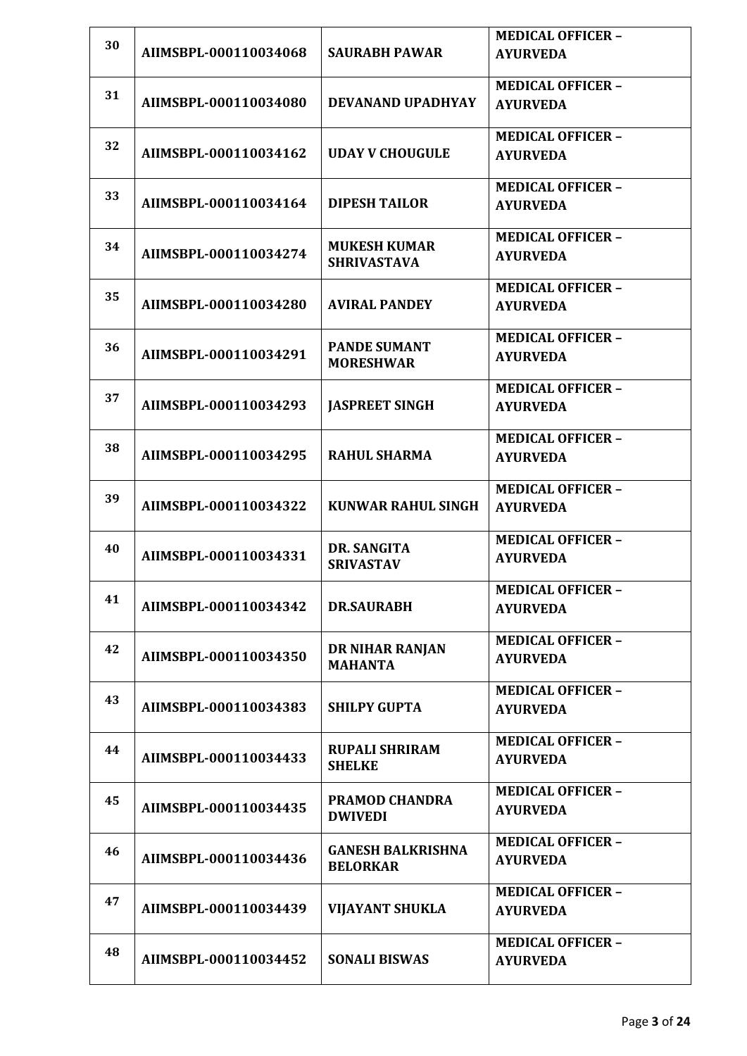| | | | |
|---|---|---|---|
| 30 | AIIMSBPL-000110034068 | SAURABH PAWAR | MEDICAL OFFICER – AYURVEDA |
| 31 | AIIMSBPL-000110034080 | DEVANAND UPADHYAY | MEDICAL OFFICER – AYURVEDA |
| 32 | AIIMSBPL-000110034162 | UDAY V CHOUGULE | MEDICAL OFFICER – AYURVEDA |
| 33 | AIIMSBPL-000110034164 | DIPESH TAILOR | MEDICAL OFFICER – AYURVEDA |
| 34 | AIIMSBPL-000110034274 | MUKESH KUMAR SHRIVASTAVA | MEDICAL OFFICER – AYURVEDA |
| 35 | AIIMSBPL-000110034280 | AVIRAL PANDEY | MEDICAL OFFICER – AYURVEDA |
| 36 | AIIMSBPL-000110034291 | PANDE SUMANT MORESHWAR | MEDICAL OFFICER – AYURVEDA |
| 37 | AIIMSBPL-000110034293 | JASPREET SINGH | MEDICAL OFFICER – AYURVEDA |
| 38 | AIIMSBPL-000110034295 | RAHUL SHARMA | MEDICAL OFFICER – AYURVEDA |
| 39 | AIIMSBPL-000110034322 | KUNWAR RAHUL SINGH | MEDICAL OFFICER – AYURVEDA |
| 40 | AIIMSBPL-000110034331 | DR. SANGITA SRIVASTAV | MEDICAL OFFICER – AYURVEDA |
| 41 | AIIMSBPL-000110034342 | DR.SAURABH | MEDICAL OFFICER – AYURVEDA |
| 42 | AIIMSBPL-000110034350 | DR NIHAR RANJAN MAHANTA | MEDICAL OFFICER – AYURVEDA |
| 43 | AIIMSBPL-000110034383 | SHILPY GUPTA | MEDICAL OFFICER – AYURVEDA |
| 44 | AIIMSBPL-000110034433 | RUPALI SHRIRAM SHELKE | MEDICAL OFFICER – AYURVEDA |
| 45 | AIIMSBPL-000110034435 | PRAMOD CHANDRA DWIVEDI | MEDICAL OFFICER – AYURVEDA |
| 46 | AIIMSBPL-000110034436 | GANESH BALKRISHNA BELORKAR | MEDICAL OFFICER – AYURVEDA |
| 47 | AIIMSBPL-000110034439 | VIJAYANT SHUKLA | MEDICAL OFFICER – AYURVEDA |
| 48 | AIIMSBPL-000110034452 | SONALI BISWAS | MEDICAL OFFICER – AYURVEDA |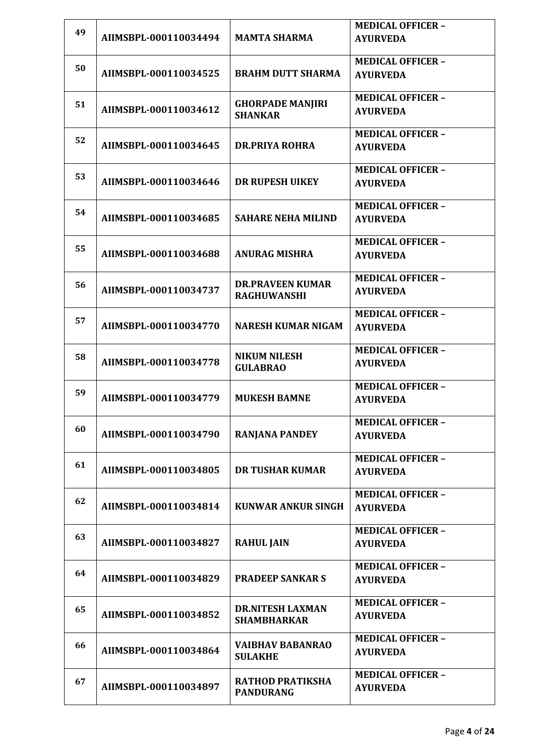| | | | |
|---|---|---|---|
| 49 | AIIMSBPL-000110034494 | MAMTA SHARMA | MEDICAL OFFICER – AYURVEDA |
| 50 | AIIMSBPL-000110034525 | BRAHM DUTT SHARMA | MEDICAL OFFICER – AYURVEDA |
| 51 | AIIMSBPL-000110034612 | GHORPADE MANJIRI SHANKAR | MEDICAL OFFICER – AYURVEDA |
| 52 | AIIMSBPL-000110034645 | DR.PRIYA ROHRA | MEDICAL OFFICER – AYURVEDA |
| 53 | AIIMSBPL-000110034646 | DR RUPESH UIKEY | MEDICAL OFFICER – AYURVEDA |
| 54 | AIIMSBPL-000110034685 | SAHARE NEHA MILIND | MEDICAL OFFICER – AYURVEDA |
| 55 | AIIMSBPL-000110034688 | ANURAG MISHRA | MEDICAL OFFICER – AYURVEDA |
| 56 | AIIMSBPL-000110034737 | DR.PRAVEEN KUMAR RAGHUWANSHI | MEDICAL OFFICER – AYURVEDA |
| 57 | AIIMSBPL-000110034770 | NARESH KUMAR NIGAM | MEDICAL OFFICER – AYURVEDA |
| 58 | AIIMSBPL-000110034778 | NIKUM NILESH GULABRAO | MEDICAL OFFICER – AYURVEDA |
| 59 | AIIMSBPL-000110034779 | MUKESH BAMNE | MEDICAL OFFICER – AYURVEDA |
| 60 | AIIMSBPL-000110034790 | RANJANA PANDEY | MEDICAL OFFICER – AYURVEDA |
| 61 | AIIMSBPL-000110034805 | DR TUSHAR KUMAR | MEDICAL OFFICER – AYURVEDA |
| 62 | AIIMSBPL-000110034814 | KUNWAR ANKUR SINGH | MEDICAL OFFICER – AYURVEDA |
| 63 | AIIMSBPL-000110034827 | RAHUL JAIN | MEDICAL OFFICER – AYURVEDA |
| 64 | AIIMSBPL-000110034829 | PRADEEP SANKAR S | MEDICAL OFFICER – AYURVEDA |
| 65 | AIIMSBPL-000110034852 | DR.NITESH LAXMAN SHAMBHARKAR | MEDICAL OFFICER – AYURVEDA |
| 66 | AIIMSBPL-000110034864 | VAIBHAV BABANRAO SULAKHE | MEDICAL OFFICER – AYURVEDA |
| 67 | AIIMSBPL-000110034897 | RATHOD PRATIKSHA PANDURANG | MEDICAL OFFICER – AYURVEDA |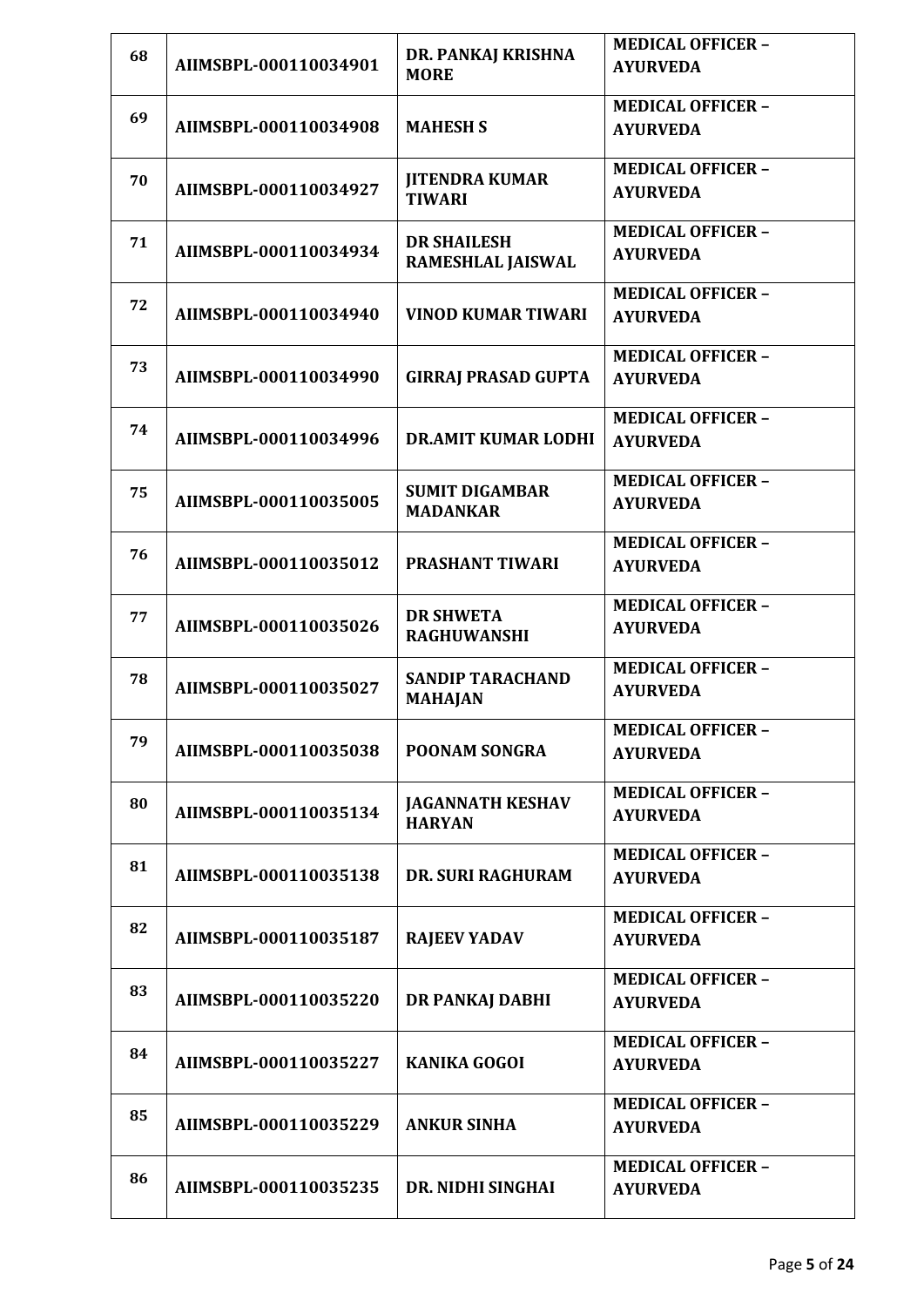| | | | |
|---|---|---|---|
| 68 | AIIMSBPL-000110034901 | DR. PANKAJ KRISHNA MORE | MEDICAL OFFICER – AYURVEDA |
| 69 | AIIMSBPL-000110034908 | MAHESH S | MEDICAL OFFICER – AYURVEDA |
| 70 | AIIMSBPL-000110034927 | JITENDRA KUMAR TIWARI | MEDICAL OFFICER – AYURVEDA |
| 71 | AIIMSBPL-000110034934 | DR SHAILESH RAMESHLAL JAISWAL | MEDICAL OFFICER – AYURVEDA |
| 72 | AIIMSBPL-000110034940 | VINOD KUMAR TIWARI | MEDICAL OFFICER – AYURVEDA |
| 73 | AIIMSBPL-000110034990 | GIRRAJ PRASAD GUPTA | MEDICAL OFFICER – AYURVEDA |
| 74 | AIIMSBPL-000110034996 | DR.AMIT KUMAR LODHI | MEDICAL OFFICER – AYURVEDA |
| 75 | AIIMSBPL-000110035005 | SUMIT DIGAMBAR MADANKAR | MEDICAL OFFICER – AYURVEDA |
| 76 | AIIMSBPL-000110035012 | PRASHANT TIWARI | MEDICAL OFFICER – AYURVEDA |
| 77 | AIIMSBPL-000110035026 | DR SHWETA RAGHUWANSHI | MEDICAL OFFICER – AYURVEDA |
| 78 | AIIMSBPL-000110035027 | SANDIP TARACHAND MAHAJAN | MEDICAL OFFICER – AYURVEDA |
| 79 | AIIMSBPL-000110035038 | POONAM SONGRA | MEDICAL OFFICER – AYURVEDA |
| 80 | AIIMSBPL-000110035134 | JAGANNATH KESHAV HARYAN | MEDICAL OFFICER – AYURVEDA |
| 81 | AIIMSBPL-000110035138 | DR. SURI RAGHURAM | MEDICAL OFFICER – AYURVEDA |
| 82 | AIIMSBPL-000110035187 | RAJEEV YADAV | MEDICAL OFFICER – AYURVEDA |
| 83 | AIIMSBPL-000110035220 | DR PANKAJ DABHI | MEDICAL OFFICER – AYURVEDA |
| 84 | AIIMSBPL-000110035227 | KANIKA GOGOI | MEDICAL OFFICER – AYURVEDA |
| 85 | AIIMSBPL-000110035229 | ANKUR SINHA | MEDICAL OFFICER – AYURVEDA |
| 86 | AIIMSBPL-000110035235 | DR. NIDHI SINGHAI | MEDICAL OFFICER – AYURVEDA |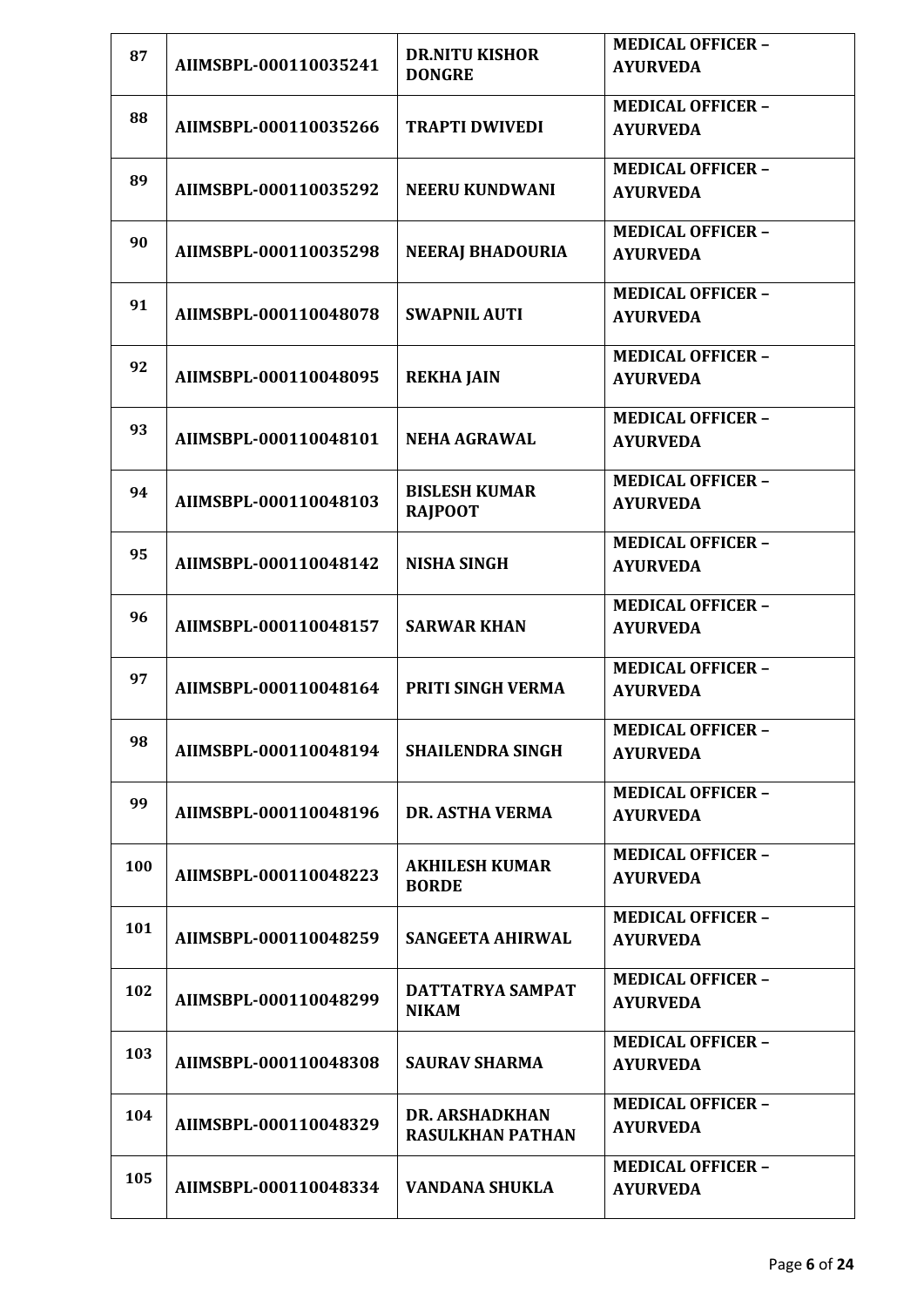| | | | |
|---|---|---|---|
| **87** | **AIIMSBPL-000110035241** | **DR.NITU KISHOR DONGRE** | **MEDICAL OFFICER – AYURVEDA** |
| **88** | **AIIMSBPL-000110035266** | **TRAPTI DWIVEDI** | **MEDICAL OFFICER – AYURVEDA** |
| **89** | **AIIMSBPL-000110035292** | **NEERU KUNDWANI** | **MEDICAL OFFICER – AYURVEDA** |
| **90** | **AIIMSBPL-000110035298** | **NEERAJ BHADOURIA** | **MEDICAL OFFICER – AYURVEDA** |
| **91** | **AIIMSBPL-000110048078** | **SWAPNIL AUTI** | **MEDICAL OFFICER – AYURVEDA** |
| **92** | **AIIMSBPL-000110048095** | **REKHA JAIN** | **MEDICAL OFFICER – AYURVEDA** |
| **93** | **AIIMSBPL-000110048101** | **NEHA AGRAWAL** | **MEDICAL OFFICER – AYURVEDA** |
| **94** | **AIIMSBPL-000110048103** | **BISLESH KUMAR RAJPOOT** | **MEDICAL OFFICER – AYURVEDA** |
| **95** | **AIIMSBPL-000110048142** | **NISHA SINGH** | **MEDICAL OFFICER – AYURVEDA** |
| **96** | **AIIMSBPL-000110048157** | **SARWAR KHAN** | **MEDICAL OFFICER – AYURVEDA** |
| **97** | **AIIMSBPL-000110048164** | **PRITI SINGH VERMA** | **MEDICAL OFFICER – AYURVEDA** |
| **98** | **AIIMSBPL-000110048194** | **SHAILENDRA SINGH** | **MEDICAL OFFICER – AYURVEDA** |
| **99** | **AIIMSBPL-000110048196** | **DR. ASTHA VERMA** | **MEDICAL OFFICER – AYURVEDA** |
| **100** | **AIIMSBPL-000110048223** | **AKHILESH KUMAR BORDE** | **MEDICAL OFFICER – AYURVEDA** |
| **101** | **AIIMSBPL-000110048259** | **SANGEETA AHIRWAL** | **MEDICAL OFFICER – AYURVEDA** |
| **102** | **AIIMSBPL-000110048299** | **DATTATRYA SAMPAT NIKAM** | **MEDICAL OFFICER – AYURVEDA** |
| **103** | **AIIMSBPL-000110048308** | **SAURAV SHARMA** | **MEDICAL OFFICER – AYURVEDA** |
| **104** | **AIIMSBPL-000110048329** | **DR. ARSHADKHAN RASULKHAN PATHAN** | **MEDICAL OFFICER – AYURVEDA** |
| **105** | **AIIMSBPL-000110048334** | **VANDANA SHUKLA** | **MEDICAL OFFICER – AYURVEDA** |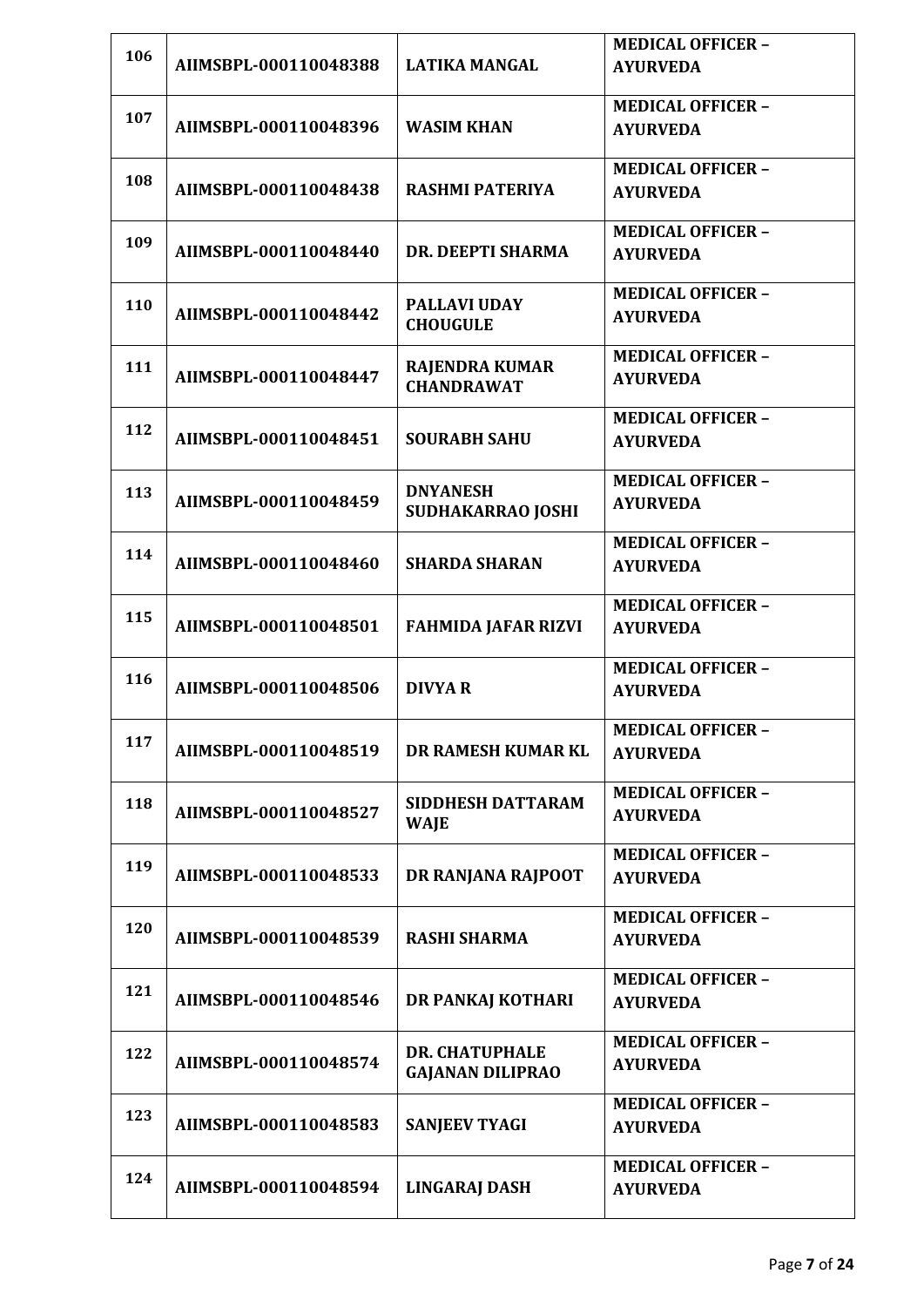| | | | |
|---|---|---|---|
| 106 | AIIMSBPL-000110048388 | LATIKA MANGAL | MEDICAL OFFICER – AYURVEDA |
| 107 | AIIMSBPL-000110048396 | WASIM KHAN | MEDICAL OFFICER – AYURVEDA |
| 108 | AIIMSBPL-000110048438 | RASHMI PATERIYA | MEDICAL OFFICER – AYURVEDA |
| 109 | AIIMSBPL-000110048440 | DR. DEEPTI SHARMA | MEDICAL OFFICER – AYURVEDA |
| 110 | AIIMSBPL-000110048442 | PALLAVI UDAY CHOUGULE | MEDICAL OFFICER – AYURVEDA |
| 111 | AIIMSBPL-000110048447 | RAJENDRA KUMAR CHANDRAWAT | MEDICAL OFFICER – AYURVEDA |
| 112 | AIIMSBPL-000110048451 | SOURABH SAHU | MEDICAL OFFICER – AYURVEDA |
| 113 | AIIMSBPL-000110048459 | DNYANESH SUDHAKARRAO JOSHI | MEDICAL OFFICER – AYURVEDA |
| 114 | AIIMSBPL-000110048460 | SHARDA SHARAN | MEDICAL OFFICER – AYURVEDA |
| 115 | AIIMSBPL-000110048501 | FAHMIDA JAFAR RIZVI | MEDICAL OFFICER – AYURVEDA |
| 116 | AIIMSBPL-000110048506 | DIVYA R | MEDICAL OFFICER – AYURVEDA |
| 117 | AIIMSBPL-000110048519 | DR RAMESH KUMAR KL | MEDICAL OFFICER – AYURVEDA |
| 118 | AIIMSBPL-000110048527 | SIDDHESH DATTARAM WAJE | MEDICAL OFFICER – AYURVEDA |
| 119 | AIIMSBPL-000110048533 | DR RANJANA RAJPOOT | MEDICAL OFFICER – AYURVEDA |
| 120 | AIIMSBPL-000110048539 | RASHI SHARMA | MEDICAL OFFICER – AYURVEDA |
| 121 | AIIMSBPL-000110048546 | DR PANKAJ KOTHARI | MEDICAL OFFICER – AYURVEDA |
| 122 | AIIMSBPL-000110048574 | DR. CHATUPHALE GAJANAN DILIPRAO | MEDICAL OFFICER – AYURVEDA |
| 123 | AIIMSBPL-000110048583 | SANJEEV TYAGI | MEDICAL OFFICER – AYURVEDA |
| 124 | AIIMSBPL-000110048594 | LINGARAJ DASH | MEDICAL OFFICER – AYURVEDA |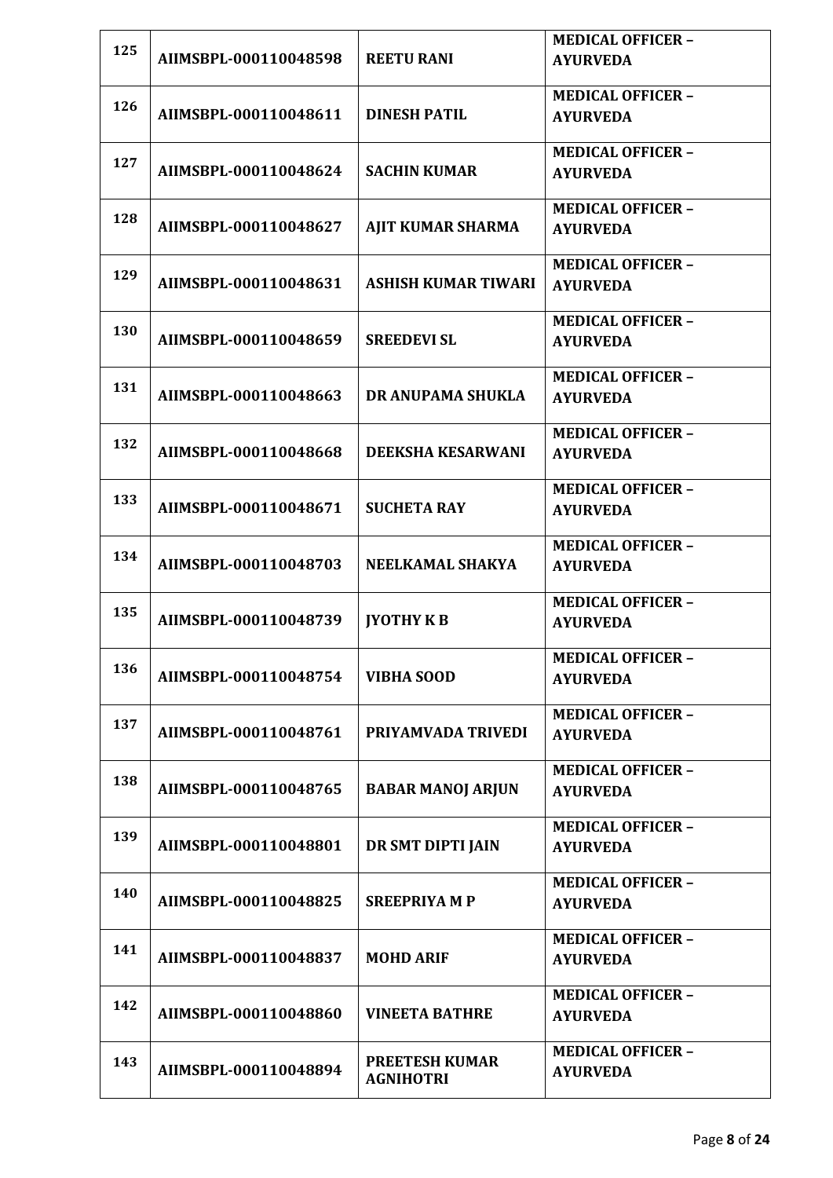| | | | |
|---|---|---|---|
| 125 | AIIMSBPL-000110048598 | REETU RANI | MEDICAL OFFICER – AYURVEDA |
| 126 | AIIMSBPL-000110048611 | DINESH PATIL | MEDICAL OFFICER – AYURVEDA |
| 127 | AIIMSBPL-000110048624 | SACHIN KUMAR | MEDICAL OFFICER – AYURVEDA |
| 128 | AIIMSBPL-000110048627 | AJIT KUMAR SHARMA | MEDICAL OFFICER – AYURVEDA |
| 129 | AIIMSBPL-000110048631 | ASHISH KUMAR TIWARI | MEDICAL OFFICER – AYURVEDA |
| 130 | AIIMSBPL-000110048659 | SREEDEVI SL | MEDICAL OFFICER – AYURVEDA |
| 131 | AIIMSBPL-000110048663 | DR ANUPAMA SHUKLA | MEDICAL OFFICER – AYURVEDA |
| 132 | AIIMSBPL-000110048668 | DEEKSHA KESARWANI | MEDICAL OFFICER – AYURVEDA |
| 133 | AIIMSBPL-000110048671 | SUCHETA RAY | MEDICAL OFFICER – AYURVEDA |
| 134 | AIIMSBPL-000110048703 | NEELKAMAL SHAKYA | MEDICAL OFFICER – AYURVEDA |
| 135 | AIIMSBPL-000110048739 | JYOTHY K B | MEDICAL OFFICER – AYURVEDA |
| 136 | AIIMSBPL-000110048754 | VIBHA SOOD | MEDICAL OFFICER – AYURVEDA |
| 137 | AIIMSBPL-000110048761 | PRIYAMVADA TRIVEDI | MEDICAL OFFICER – AYURVEDA |
| 138 | AIIMSBPL-000110048765 | BABAR MANOJ ARJUN | MEDICAL OFFICER – AYURVEDA |
| 139 | AIIMSBPL-000110048801 | DR SMT DIPTI JAIN | MEDICAL OFFICER – AYURVEDA |
| 140 | AIIMSBPL-000110048825 | SREEPRIYA M P | MEDICAL OFFICER – AYURVEDA |
| 141 | AIIMSBPL-000110048837 | MOHD ARIF | MEDICAL OFFICER – AYURVEDA |
| 142 | AIIMSBPL-000110048860 | VINEETA BATHRE | MEDICAL OFFICER – AYURVEDA |
| 143 | AIIMSBPL-000110048894 | PREETESH KUMAR AGNIHOTRI | MEDICAL OFFICER – AYURVEDA |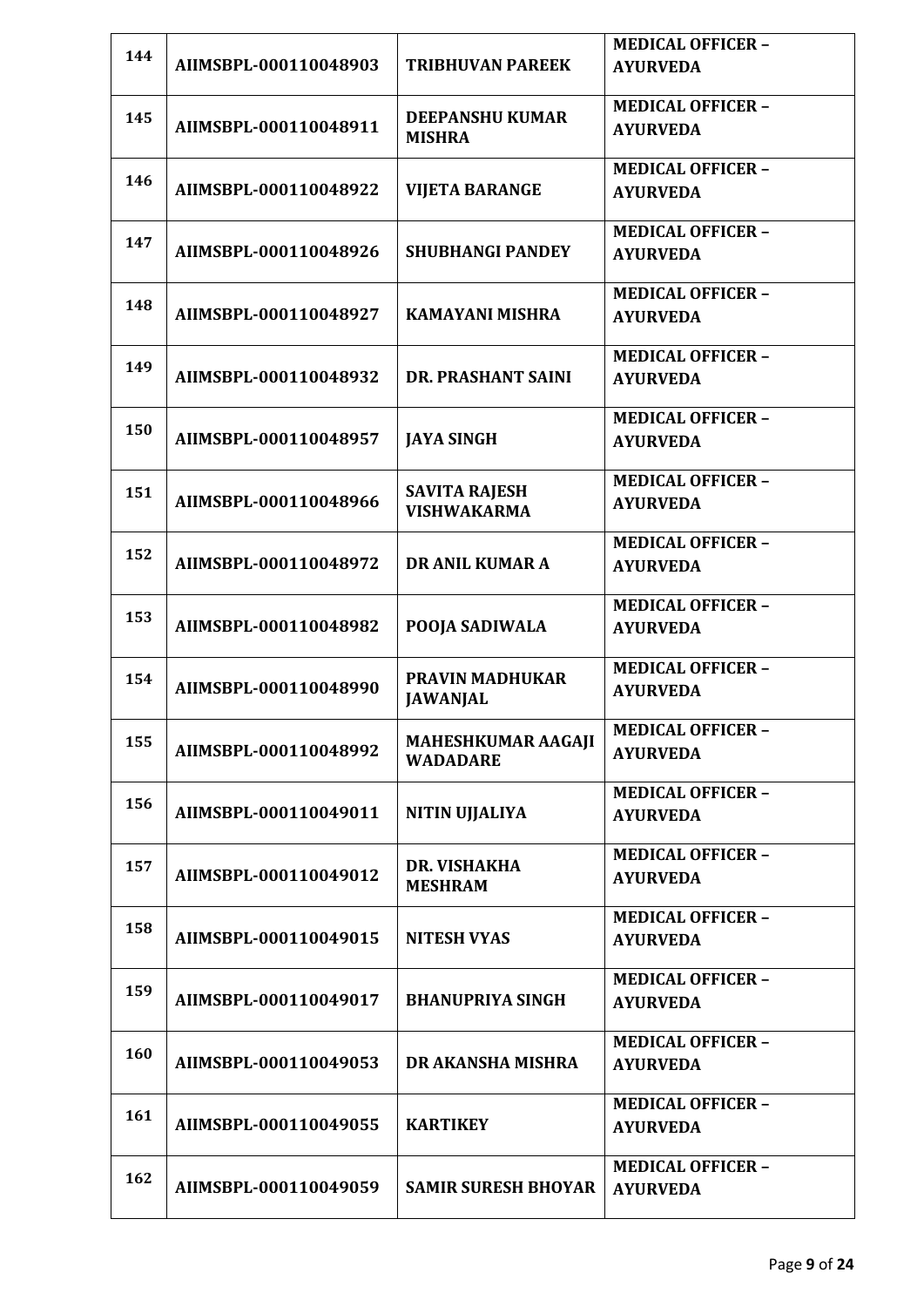| 144 | AIIMSBPL-000110048903 | TRIBHUVAN PAREEK | MEDICAL OFFICER – AYURVEDA |
|---|---|---|---|
| 145 | AIIMSBPL-000110048911 | DEEPANSHU KUMAR MISHRA | MEDICAL OFFICER – AYURVEDA |
| 146 | AIIMSBPL-000110048922 | VIJETA BARANGE | MEDICAL OFFICER – AYURVEDA |
| 147 | AIIMSBPL-000110048926 | SHUBHANGI PANDEY | MEDICAL OFFICER – AYURVEDA |
| 148 | AIIMSBPL-000110048927 | KAMAYANI MISHRA | MEDICAL OFFICER – AYURVEDA |
| 149 | AIIMSBPL-000110048932 | DR. PRASHANT SAINI | MEDICAL OFFICER – AYURVEDA |
| 150 | AIIMSBPL-000110048957 | JAYA SINGH | MEDICAL OFFICER – AYURVEDA |
| 151 | AIIMSBPL-000110048966 | SAVITA RAJESH VISHWAKARMA | MEDICAL OFFICER – AYURVEDA |
| 152 | AIIMSBPL-000110048972 | DR ANIL KUMAR A | MEDICAL OFFICER – AYURVEDA |
| 153 | AIIMSBPL-000110048982 | POOJA SADIWALA | MEDICAL OFFICER – AYURVEDA |
| 154 | AIIMSBPL-000110048990 | PRAVIN MADHUKAR JAWANJAL | MEDICAL OFFICER – AYURVEDA |
| 155 | AIIMSBPL-000110048992 | MAHESHKUMAR AAGAJI WADADARE | MEDICAL OFFICER – AYURVEDA |
| 156 | AIIMSBPL-000110049011 | NITIN UJJALIYA | MEDICAL OFFICER – AYURVEDA |
| 157 | AIIMSBPL-000110049012 | DR. VISHAKHA MESHRAM | MEDICAL OFFICER – AYURVEDA |
| 158 | AIIMSBPL-000110049015 | NITESH VYAS | MEDICAL OFFICER – AYURVEDA |
| 159 | AIIMSBPL-000110049017 | BHANUPRIYA SINGH | MEDICAL OFFICER – AYURVEDA |
| 160 | AIIMSBPL-000110049053 | DR AKANSHA MISHRA | MEDICAL OFFICER – AYURVEDA |
| 161 | AIIMSBPL-000110049055 | KARTIKEY | MEDICAL OFFICER – AYURVEDA |
| 162 | AIIMSBPL-000110049059 | SAMIR SURESH BHOYAR | MEDICAL OFFICER – AYURVEDA |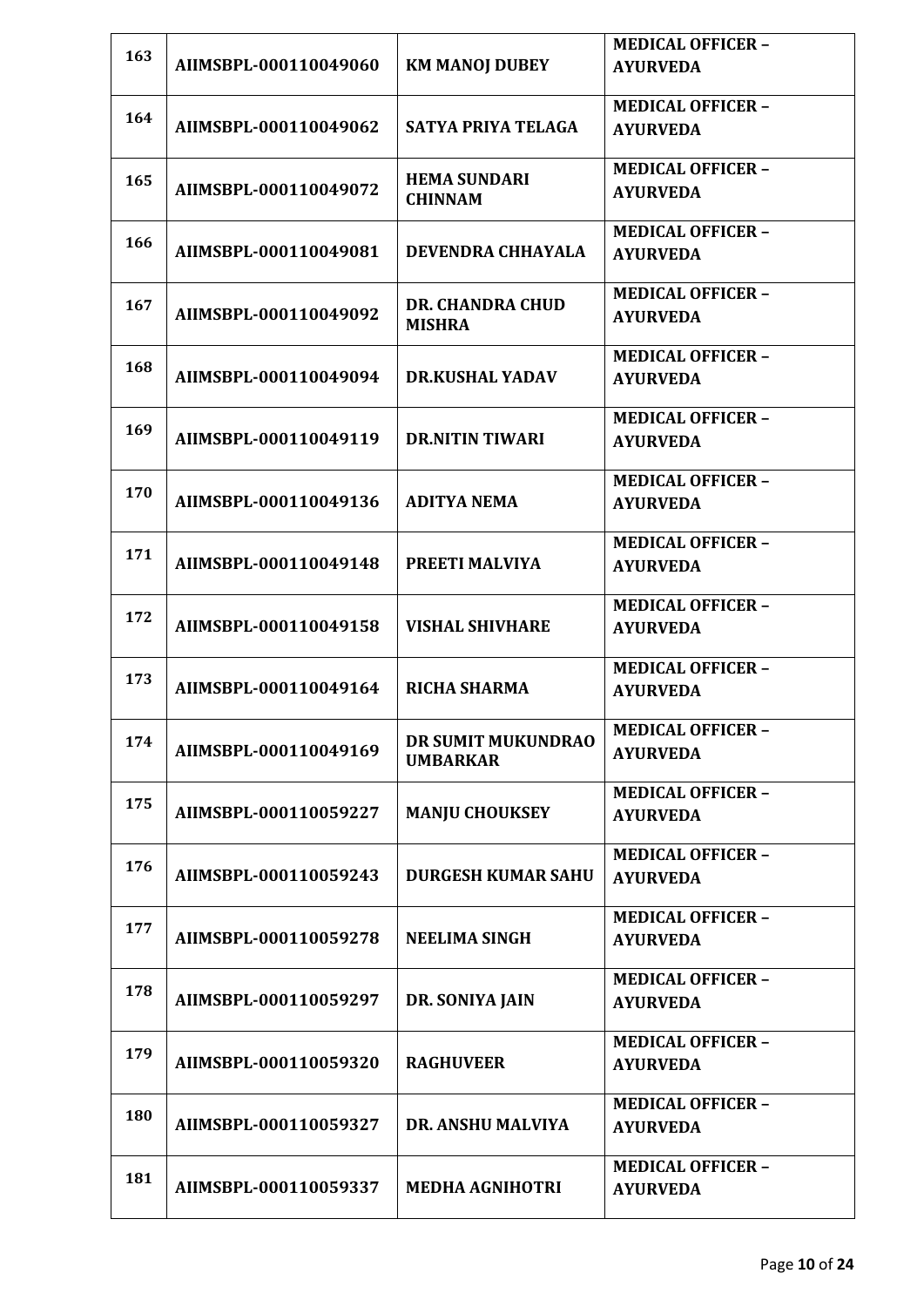| | | | |
|---|---|---|---|
| 163 | AIIMSBPL-000110049060 | KM MANOJ DUBEY | MEDICAL OFFICER – AYURVEDA |
| 164 | AIIMSBPL-000110049062 | SATYA PRIYA TELAGA | MEDICAL OFFICER – AYURVEDA |
| 165 | AIIMSBPL-000110049072 | HEMA SUNDARI CHINNAM | MEDICAL OFFICER – AYURVEDA |
| 166 | AIIMSBPL-000110049081 | DEVENDRA CHHAYALA | MEDICAL OFFICER – AYURVEDA |
| 167 | AIIMSBPL-000110049092 | DR. CHANDRA CHUD MISHRA | MEDICAL OFFICER – AYURVEDA |
| 168 | AIIMSBPL-000110049094 | DR.KUSHAL YADAV | MEDICAL OFFICER – AYURVEDA |
| 169 | AIIMSBPL-000110049119 | DR.NITIN TIWARI | MEDICAL OFFICER – AYURVEDA |
| 170 | AIIMSBPL-000110049136 | ADITYA NEMA | MEDICAL OFFICER – AYURVEDA |
| 171 | AIIMSBPL-000110049148 | PREETI MALVIYA | MEDICAL OFFICER – AYURVEDA |
| 172 | AIIMSBPL-000110049158 | VISHAL SHIVHARE | MEDICAL OFFICER – AYURVEDA |
| 173 | AIIMSBPL-000110049164 | RICHA SHARMA | MEDICAL OFFICER – AYURVEDA |
| 174 | AIIMSBPL-000110049169 | DR SUMIT MUKUNDRAO UMBARKAR | MEDICAL OFFICER – AYURVEDA |
| 175 | AIIMSBPL-000110059227 | MANJU CHOUKSEY | MEDICAL OFFICER – AYURVEDA |
| 176 | AIIMSBPL-000110059243 | DURGESH KUMAR SAHU | MEDICAL OFFICER – AYURVEDA |
| 177 | AIIMSBPL-000110059278 | NEELIMA SINGH | MEDICAL OFFICER – AYURVEDA |
| 178 | AIIMSBPL-000110059297 | DR. SONIYA JAIN | MEDICAL OFFICER – AYURVEDA |
| 179 | AIIMSBPL-000110059320 | RAGHUVEER | MEDICAL OFFICER – AYURVEDA |
| 180 | AIIMSBPL-000110059327 | DR. ANSHU MALVIYA | MEDICAL OFFICER – AYURVEDA |
| 181 | AIIMSBPL-000110059337 | MEDHA AGNIHOTRI | MEDICAL OFFICER – AYURVEDA |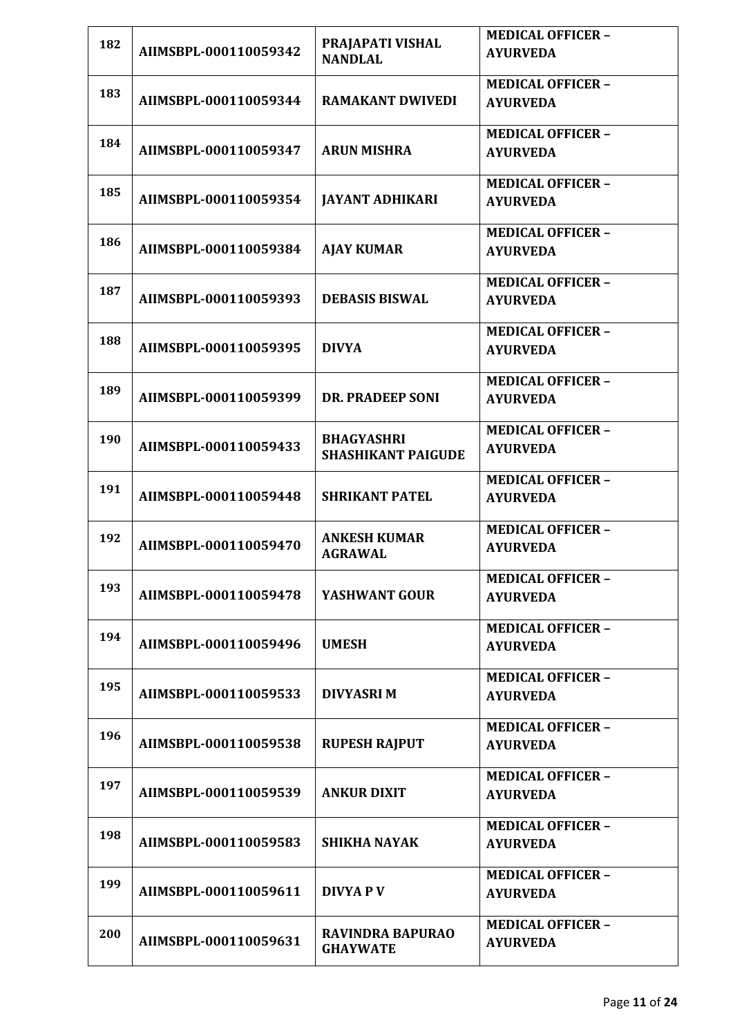| | | | |
|---|---|---|---|
| 182 | AIIMSBPL-000110059342 | PRAJAPATI VISHAL NANDLAL | MEDICAL OFFICER – AYURVEDA |
| 183 | AIIMSBPL-000110059344 | RAMAKANT DWIVEDI | MEDICAL OFFICER – AYURVEDA |
| 184 | AIIMSBPL-000110059347 | ARUN MISHRA | MEDICAL OFFICER – AYURVEDA |
| 185 | AIIMSBPL-000110059354 | JAYANT ADHIKARI | MEDICAL OFFICER – AYURVEDA |
| 186 | AIIMSBPL-000110059384 | AJAY KUMAR | MEDICAL OFFICER – AYURVEDA |
| 187 | AIIMSBPL-000110059393 | DEBASIS BISWAL | MEDICAL OFFICER – AYURVEDA |
| 188 | AIIMSBPL-000110059395 | DIVYA | MEDICAL OFFICER – AYURVEDA |
| 189 | AIIMSBPL-000110059399 | DR. PRADEEP SONI | MEDICAL OFFICER – AYURVEDA |
| 190 | AIIMSBPL-000110059433 | BHAGYASHRI SHASHIKANT PAIGUDE | MEDICAL OFFICER – AYURVEDA |
| 191 | AIIMSBPL-000110059448 | SHRIKANT PATEL | MEDICAL OFFICER – AYURVEDA |
| 192 | AIIMSBPL-000110059470 | ANKESH KUMAR AGRAWAL | MEDICAL OFFICER – AYURVEDA |
| 193 | AIIMSBPL-000110059478 | YASHWANT GOUR | MEDICAL OFFICER – AYURVEDA |
| 194 | AIIMSBPL-000110059496 | UMESH | MEDICAL OFFICER – AYURVEDA |
| 195 | AIIMSBPL-000110059533 | DIVYASRI M | MEDICAL OFFICER – AYURVEDA |
| 196 | AIIMSBPL-000110059538 | RUPESH RAJPUT | MEDICAL OFFICER – AYURVEDA |
| 197 | AIIMSBPL-000110059539 | ANKUR DIXIT | MEDICAL OFFICER – AYURVEDA |
| 198 | AIIMSBPL-000110059583 | SHIKHA NAYAK | MEDICAL OFFICER – AYURVEDA |
| 199 | AIIMSBPL-000110059611 | DIVYA P V | MEDICAL OFFICER – AYURVEDA |
| 200 | AIIMSBPL-000110059631 | RAVINDRA BAPURAO GHAYWATE | MEDICAL OFFICER – AYURVEDA |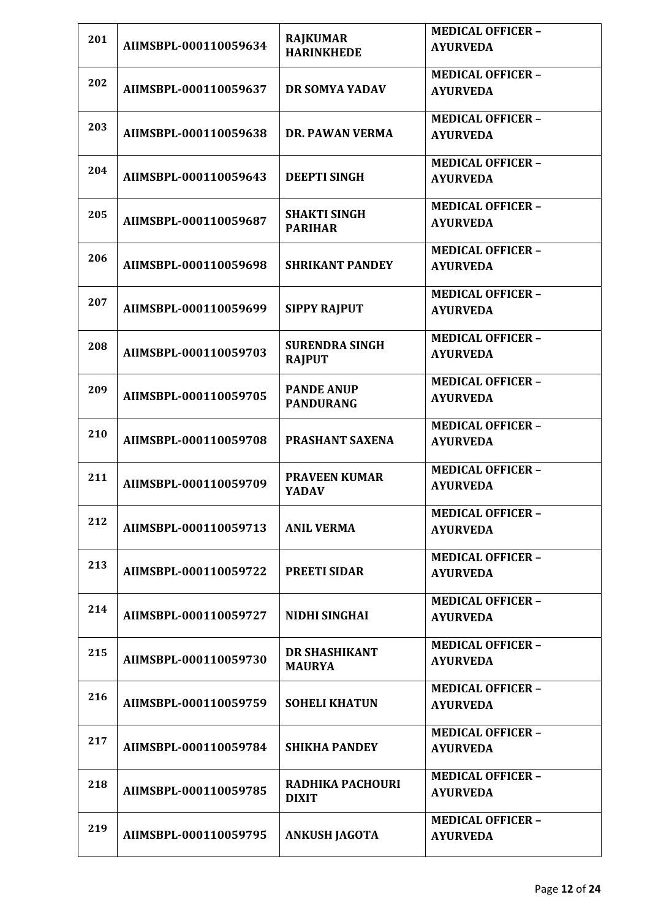| 201 | AIIMSBPL-000110059634 | RAJKUMAR HARINKHEDE | MEDICAL OFFICER – AYURVEDA |
|---|---|---|---|
| 202 | AIIMSBPL-000110059637 | DR SOMYA YADAV | MEDICAL OFFICER – AYURVEDA |
| 203 | AIIMSBPL-000110059638 | DR. PAWAN VERMA | MEDICAL OFFICER – AYURVEDA |
| 204 | AIIMSBPL-000110059643 | DEEPTI SINGH | MEDICAL OFFICER – AYURVEDA |
| 205 | AIIMSBPL-000110059687 | SHAKTI SINGH PARIHAR | MEDICAL OFFICER – AYURVEDA |
| 206 | AIIMSBPL-000110059698 | SHRIKANT PANDEY | MEDICAL OFFICER – AYURVEDA |
| 207 | AIIMSBPL-000110059699 | SIPPY RAJPUT | MEDICAL OFFICER – AYURVEDA |
| 208 | AIIMSBPL-000110059703 | SURENDRA SINGH RAJPUT | MEDICAL OFFICER – AYURVEDA |
| 209 | AIIMSBPL-000110059705 | PANDE ANUP PANDURANG | MEDICAL OFFICER – AYURVEDA |
| 210 | AIIMSBPL-000110059708 | PRASHANT SAXENA | MEDICAL OFFICER – AYURVEDA |
| 211 | AIIMSBPL-000110059709 | PRAVEEN KUMAR YADAV | MEDICAL OFFICER – AYURVEDA |
| 212 | AIIMSBPL-000110059713 | ANIL VERMA | MEDICAL OFFICER – AYURVEDA |
| 213 | AIIMSBPL-000110059722 | PREETI SIDAR | MEDICAL OFFICER – AYURVEDA |
| 214 | AIIMSBPL-000110059727 | NIDHI SINGHAI | MEDICAL OFFICER – AYURVEDA |
| 215 | AIIMSBPL-000110059730 | DR SHASHIKANT MAURYA | MEDICAL OFFICER – AYURVEDA |
| 216 | AIIMSBPL-000110059759 | SOHELI KHATUN | MEDICAL OFFICER – AYURVEDA |
| 217 | AIIMSBPL-000110059784 | SHIKHA PANDEY | MEDICAL OFFICER – AYURVEDA |
| 218 | AIIMSBPL-000110059785 | RADHIKA PACHOURI DIXIT | MEDICAL OFFICER – AYURVEDA |
| 219 | AIIMSBPL-000110059795 | ANKUSH JAGOTA | MEDICAL OFFICER – AYURVEDA |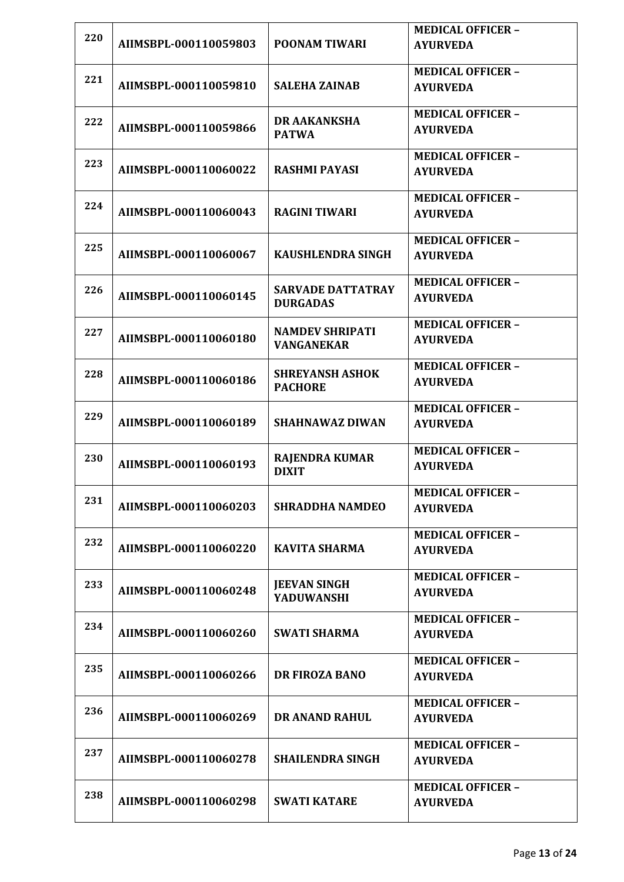| 220 | AIIMSBPL-000110059803 | POONAM TIWARI | MEDICAL OFFICER – AYURVEDA |
|---|---|---|---|
| 221 | AIIMSBPL-000110059810 | SALEHA ZAINAB | MEDICAL OFFICER – AYURVEDA |
| 222 | AIIMSBPL-000110059866 | DR AAKANKSHA PATWA | MEDICAL OFFICER – AYURVEDA |
| 223 | AIIMSBPL-000110060022 | RASHMI PAYASI | MEDICAL OFFICER – AYURVEDA |
| 224 | AIIMSBPL-000110060043 | RAGINI TIWARI | MEDICAL OFFICER – AYURVEDA |
| 225 | AIIMSBPL-000110060067 | KAUSHLENDRA SINGH | MEDICAL OFFICER – AYURVEDA |
| 226 | AIIMSBPL-000110060145 | SARVADE DATTATRAY DURGADAS | MEDICAL OFFICER – AYURVEDA |
| 227 | AIIMSBPL-000110060180 | NAMDEV SHRIPATI VANGANEKAR | MEDICAL OFFICER – AYURVEDA |
| 228 | AIIMSBPL-000110060186 | SHREYANSH ASHOK PACHORE | MEDICAL OFFICER – AYURVEDA |
| 229 | AIIMSBPL-000110060189 | SHAHNAWAZ DIWAN | MEDICAL OFFICER – AYURVEDA |
| 230 | AIIMSBPL-000110060193 | RAJENDRA KUMAR DIXIT | MEDICAL OFFICER – AYURVEDA |
| 231 | AIIMSBPL-000110060203 | SHRADDHA NAMDEO | MEDICAL OFFICER – AYURVEDA |
| 232 | AIIMSBPL-000110060220 | KAVITA SHARMA | MEDICAL OFFICER – AYURVEDA |
| 233 | AIIMSBPL-000110060248 | JEEVAN SINGH YADUWANSHI | MEDICAL OFFICER – AYURVEDA |
| 234 | AIIMSBPL-000110060260 | SWATI SHARMA | MEDICAL OFFICER – AYURVEDA |
| 235 | AIIMSBPL-000110060266 | DR FIROZA BANO | MEDICAL OFFICER – AYURVEDA |
| 236 | AIIMSBPL-000110060269 | DR ANAND RAHUL | MEDICAL OFFICER – AYURVEDA |
| 237 | AIIMSBPL-000110060278 | SHAILENDRA SINGH | MEDICAL OFFICER – AYURVEDA |
| 238 | AIIMSBPL-000110060298 | SWATI KATARE | MEDICAL OFFICER – AYURVEDA |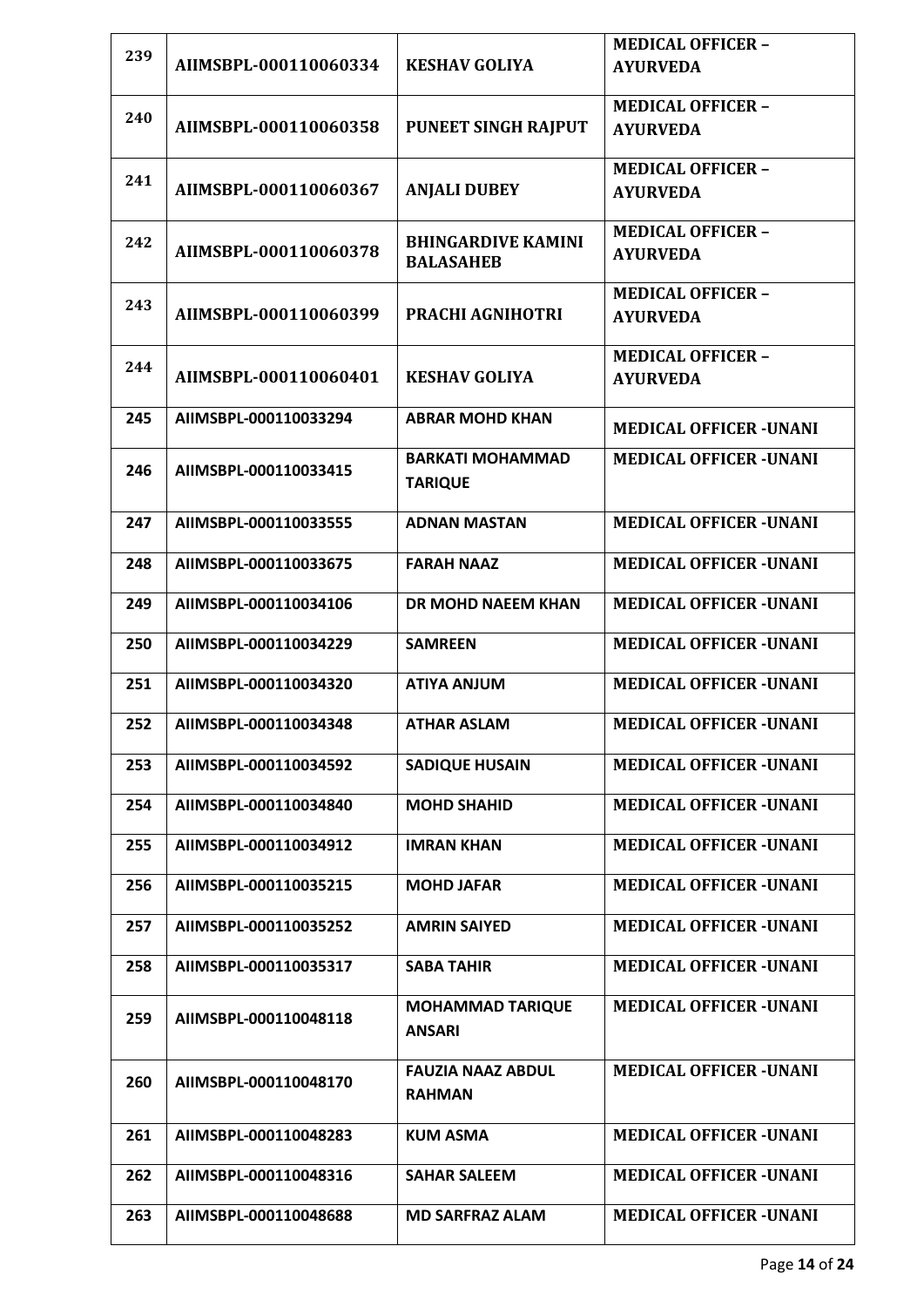| | | | |
|---|---|---|---|
| 239 | AIIMSBPL-000110060334 | KESHAV GOLIYA | MEDICAL OFFICER – AYURVEDA |
| 240 | AIIMSBPL-000110060358 | PUNEET SINGH RAJPUT | MEDICAL OFFICER – AYURVEDA |
| 241 | AIIMSBPL-000110060367 | ANJALI DUBEY | MEDICAL OFFICER – AYURVEDA |
| 242 | AIIMSBPL-000110060378 | BHINGARDIVE KAMINI BALASAHEB | MEDICAL OFFICER – AYURVEDA |
| 243 | AIIMSBPL-000110060399 | PRACHI AGNIHOTRI | MEDICAL OFFICER – AYURVEDA |
| 244 | AIIMSBPL-000110060401 | KESHAV GOLIYA | MEDICAL OFFICER – AYURVEDA |
| 245 | AIIMSBPL-000110033294 | ABRAR MOHD KHAN | MEDICAL OFFICER -UNANI |
| 246 | AIIMSBPL-000110033415 | BARKATI MOHAMMAD TARIQUE | MEDICAL OFFICER -UNANI |
| 247 | AIIMSBPL-000110033555 | ADNAN MASTAN | MEDICAL OFFICER -UNANI |
| 248 | AIIMSBPL-000110033675 | FARAH NAAZ | MEDICAL OFFICER -UNANI |
| 249 | AIIMSBPL-000110034106 | DR MOHD NAEEM KHAN | MEDICAL OFFICER -UNANI |
| 250 | AIIMSBPL-000110034229 | SAMREEN | MEDICAL OFFICER -UNANI |
| 251 | AIIMSBPL-000110034320 | ATIYA ANJUM | MEDICAL OFFICER -UNANI |
| 252 | AIIMSBPL-000110034348 | ATHAR ASLAM | MEDICAL OFFICER -UNANI |
| 253 | AIIMSBPL-000110034592 | SADIQUE HUSAIN | MEDICAL OFFICER -UNANI |
| 254 | AIIMSBPL-000110034840 | MOHD SHAHID | MEDICAL OFFICER -UNANI |
| 255 | AIIMSBPL-000110034912 | IMRAN KHAN | MEDICAL OFFICER -UNANI |
| 256 | AIIMSBPL-000110035215 | MOHD JAFAR | MEDICAL OFFICER -UNANI |
| 257 | AIIMSBPL-000110035252 | AMRIN SAIYED | MEDICAL OFFICER -UNANI |
| 258 | AIIMSBPL-000110035317 | SABA TAHIR | MEDICAL OFFICER -UNANI |
| 259 | AIIMSBPL-000110048118 | MOHAMMAD TARIQUE ANSARI | MEDICAL OFFICER -UNANI |
| 260 | AIIMSBPL-000110048170 | FAUZIA NAAZ ABDUL RAHMAN | MEDICAL OFFICER -UNANI |
| 261 | AIIMSBPL-000110048283 | KUM ASMA | MEDICAL OFFICER -UNANI |
| 262 | AIIMSBPL-000110048316 | SAHAR SALEEM | MEDICAL OFFICER -UNANI |
| 263 | AIIMSBPL-000110048688 | MD SARFRAZ ALAM | MEDICAL OFFICER -UNANI |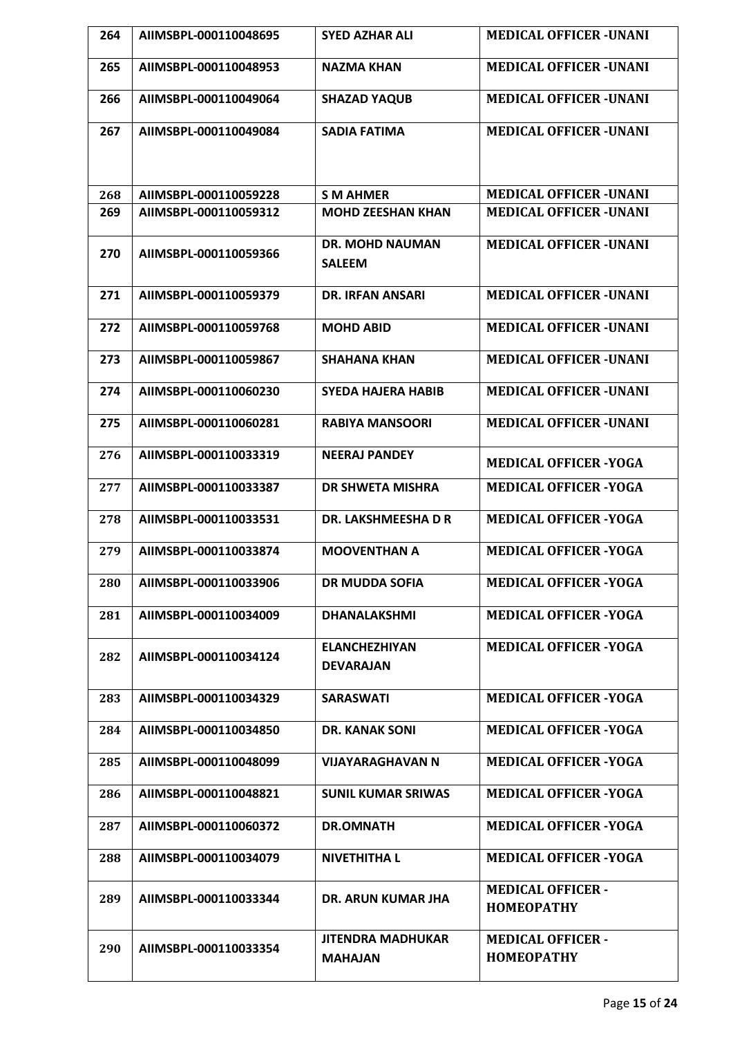| | | | |
|---|---|---|---|
| 264 | AIIMSBPL-000110048695 | SYED AZHAR ALI | MEDICAL OFFICER -UNANI |
| 265 | AIIMSBPL-000110048953 | NAZMA KHAN | MEDICAL OFFICER -UNANI |
| 266 | AIIMSBPL-000110049064 | SHAZAD YAQUB | MEDICAL OFFICER -UNANI |
| 267 | AIIMSBPL-000110049084 | SADIA FATIMA | MEDICAL OFFICER -UNANI |
| 268 | AIIMSBPL-000110059228 | S M AHMER | MEDICAL OFFICER -UNANI |
| 269 | AIIMSBPL-000110059312 | MOHD ZEESHAN KHAN | MEDICAL OFFICER -UNANI |
| 270 | AIIMSBPL-000110059366 | DR. MOHD NAUMAN SALEEM | MEDICAL OFFICER -UNANI |
| 271 | AIIMSBPL-000110059379 | DR. IRFAN ANSARI | MEDICAL OFFICER -UNANI |
| 272 | AIIMSBPL-000110059768 | MOHD ABID | MEDICAL OFFICER -UNANI |
| 273 | AIIMSBPL-000110059867 | SHAHANA KHAN | MEDICAL OFFICER -UNANI |
| 274 | AIIMSBPL-000110060230 | SYEDA HAJERA HABIB | MEDICAL OFFICER -UNANI |
| 275 | AIIMSBPL-000110060281 | RABIYA MANSOORI | MEDICAL OFFICER -UNANI |
| 276 | AIIMSBPL-000110033319 | NEERAJ PANDEY | MEDICAL OFFICER -YOGA |
| 277 | AIIMSBPL-000110033387 | DR SHWETA MISHRA | MEDICAL OFFICER -YOGA |
| 278 | AIIMSBPL-000110033531 | DR. LAKSHMEESHA D R | MEDICAL OFFICER -YOGA |
| 279 | AIIMSBPL-000110033874 | MOOVENTHAN A | MEDICAL OFFICER -YOGA |
| 280 | AIIMSBPL-000110033906 | DR MUDDA SOFIA | MEDICAL OFFICER -YOGA |
| 281 | AIIMSBPL-000110034009 | DHANALAKSHMI | MEDICAL OFFICER -YOGA |
| 282 | AIIMSBPL-000110034124 | ELANCHEZHIYAN DEVARAJAN | MEDICAL OFFICER -YOGA |
| 283 | AIIMSBPL-000110034329 | SARASWATI | MEDICAL OFFICER -YOGA |
| 284 | AIIMSBPL-000110034850 | DR. KANAK SONI | MEDICAL OFFICER -YOGA |
| 285 | AIIMSBPL-000110048099 | VIJAYARAGHAVAN N | MEDICAL OFFICER -YOGA |
| 286 | AIIMSBPL-000110048821 | SUNIL KUMAR SRIWAS | MEDICAL OFFICER -YOGA |
| 287 | AIIMSBPL-000110060372 | DR.OMNATH | MEDICAL OFFICER -YOGA |
| 288 | AIIMSBPL-000110034079 | NIVETHITHA L | MEDICAL OFFICER -YOGA |
| 289 | AIIMSBPL-000110033344 | DR. ARUN KUMAR JHA | MEDICAL OFFICER - HOMEOPATHY |
| 290 | AIIMSBPL-000110033354 | JITENDRA MADHUKAR MAHAJAN | MEDICAL OFFICER - HOMEOPATHY |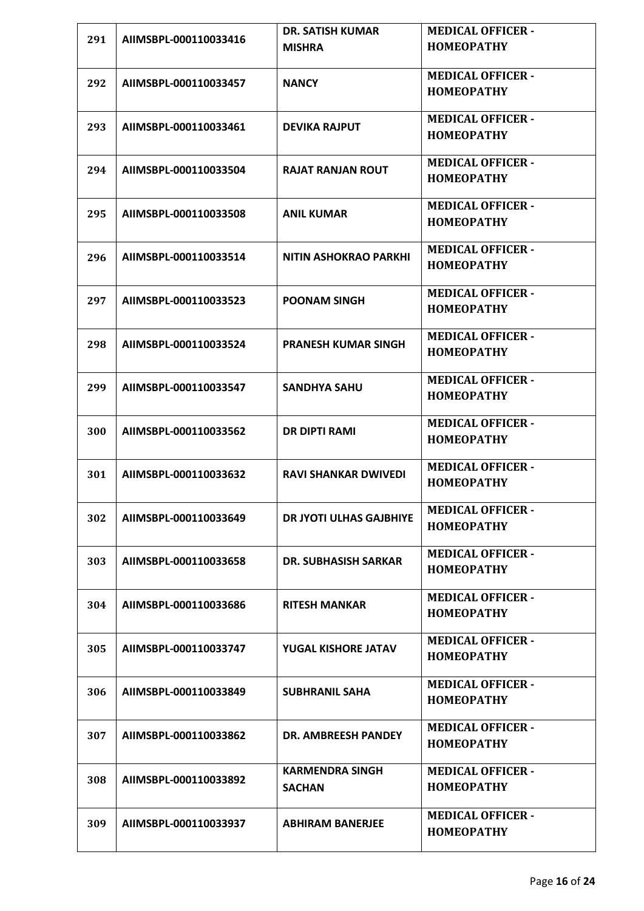| | | | |
|---|---|---|---|
| 291 | AIIMSBPL-000110033416 | **DR. SATISH KUMAR MISHRA** | **MEDICAL OFFICER - HOMEOPATHY** |
| 292 | AIIMSBPL-000110033457 | **NANCY** | **MEDICAL OFFICER - HOMEOPATHY** |
| 293 | AIIMSBPL-000110033461 | **DEVIKA RAJPUT** | **MEDICAL OFFICER - HOMEOPATHY** |
| 294 | AIIMSBPL-000110033504 | **RAJAT RANJAN ROUT** | **MEDICAL OFFICER - HOMEOPATHY** |
| 295 | AIIMSBPL-000110033508 | **ANIL KUMAR** | **MEDICAL OFFICER - HOMEOPATHY** |
| 296 | AIIMSBPL-000110033514 | **NITIN ASHOKRAO PARKHI** | **MEDICAL OFFICER - HOMEOPATHY** |
| 297 | AIIMSBPL-000110033523 | **POONAM SINGH** | **MEDICAL OFFICER - HOMEOPATHY** |
| 298 | AIIMSBPL-000110033524 | **PRANESH KUMAR SINGH** | **MEDICAL OFFICER - HOMEOPATHY** |
| 299 | AIIMSBPL-000110033547 | **SANDHYA SAHU** | **MEDICAL OFFICER - HOMEOPATHY** |
| 300 | AIIMSBPL-000110033562 | **DR DIPTI RAMI** | **MEDICAL OFFICER - HOMEOPATHY** |
| 301 | AIIMSBPL-000110033632 | **RAVI SHANKAR DWIVEDI** | **MEDICAL OFFICER - HOMEOPATHY** |
| 302 | AIIMSBPL-000110033649 | **DR JYOTI ULHAS GAJBHIYE** | **MEDICAL OFFICER - HOMEOPATHY** |
| 303 | AIIMSBPL-000110033658 | **DR. SUBHASISH SARKAR** | **MEDICAL OFFICER - HOMEOPATHY** |
| 304 | AIIMSBPL-000110033686 | **RITESH MANKAR** | **MEDICAL OFFICER - HOMEOPATHY** |
| 305 | AIIMSBPL-000110033747 | **YUGAL KISHORE JATAV** | **MEDICAL OFFICER - HOMEOPATHY** |
| 306 | AIIMSBPL-000110033849 | **SUBHRANIL SAHA** | **MEDICAL OFFICER - HOMEOPATHY** |
| 307 | AIIMSBPL-000110033862 | **DR. AMBREESH PANDEY** | **MEDICAL OFFICER - HOMEOPATHY** |
| 308 | AIIMSBPL-000110033892 | **KARMENDRA SINGH SACHAN** | **MEDICAL OFFICER - HOMEOPATHY** |
| 309 | AIIMSBPL-000110033937 | **ABHIRAM BANERJEE** | **MEDICAL OFFICER - HOMEOPATHY** |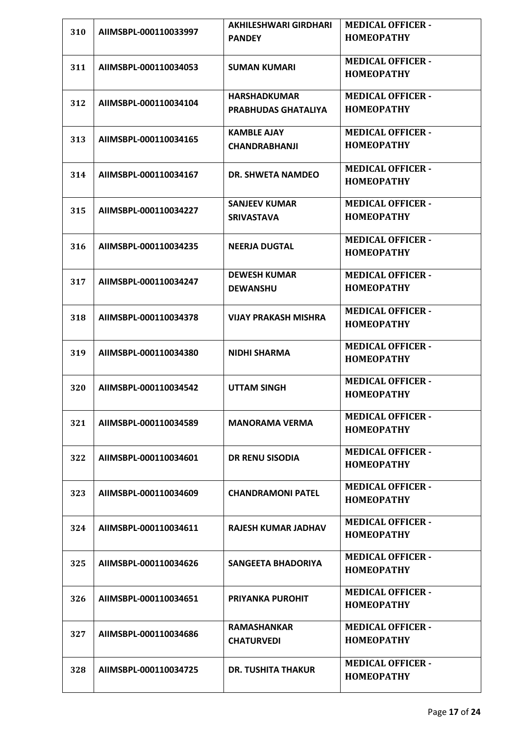| | | | |
|---|---|---|---|
| 310 | AIIMSBPL-000110033997 | AKHILESHWARI GIRDHARI PANDEY | MEDICAL OFFICER - HOMEOPATHY |
| 311 | AIIMSBPL-000110034053 | SUMAN KUMARI | MEDICAL OFFICER - HOMEOPATHY |
| 312 | AIIMSBPL-000110034104 | HARSHADKUMAR PRABHUDAS GHATALIYA | MEDICAL OFFICER - HOMEOPATHY |
| 313 | AIIMSBPL-000110034165 | KAMBLE AJAY CHANDRABHANJI | MEDICAL OFFICER - HOMEOPATHY |
| 314 | AIIMSBPL-000110034167 | DR. SHWETA NAMDEO | MEDICAL OFFICER - HOMEOPATHY |
| 315 | AIIMSBPL-000110034227 | SANJEEV KUMAR SRIVASTAVA | MEDICAL OFFICER - HOMEOPATHY |
| 316 | AIIMSBPL-000110034235 | NEERJA DUGTAL | MEDICAL OFFICER - HOMEOPATHY |
| 317 | AIIMSBPL-000110034247 | DEWESH KUMAR DEWANSHU | MEDICAL OFFICER - HOMEOPATHY |
| 318 | AIIMSBPL-000110034378 | VIJAY PRAKASH MISHRA | MEDICAL OFFICER - HOMEOPATHY |
| 319 | AIIMSBPL-000110034380 | NIDHI SHARMA | MEDICAL OFFICER - HOMEOPATHY |
| 320 | AIIMSBPL-000110034542 | UTTAM SINGH | MEDICAL OFFICER - HOMEOPATHY |
| 321 | AIIMSBPL-000110034589 | MANORAMA VERMA | MEDICAL OFFICER - HOMEOPATHY |
| 322 | AIIMSBPL-000110034601 | DR RENU SISODIA | MEDICAL OFFICER - HOMEOPATHY |
| 323 | AIIMSBPL-000110034609 | CHANDRAMONI PATEL | MEDICAL OFFICER - HOMEOPATHY |
| 324 | AIIMSBPL-000110034611 | RAJESH KUMAR JADHAV | MEDICAL OFFICER - HOMEOPATHY |
| 325 | AIIMSBPL-000110034626 | SANGEETA BHADORIYA | MEDICAL OFFICER - HOMEOPATHY |
| 326 | AIIMSBPL-000110034651 | PRIYANKA PUROHIT | MEDICAL OFFICER - HOMEOPATHY |
| 327 | AIIMSBPL-000110034686 | RAMASHANKAR CHATURVEDI | MEDICAL OFFICER - HOMEOPATHY |
| 328 | AIIMSBPL-000110034725 | DR. TUSHITA THAKUR | MEDICAL OFFICER - HOMEOPATHY |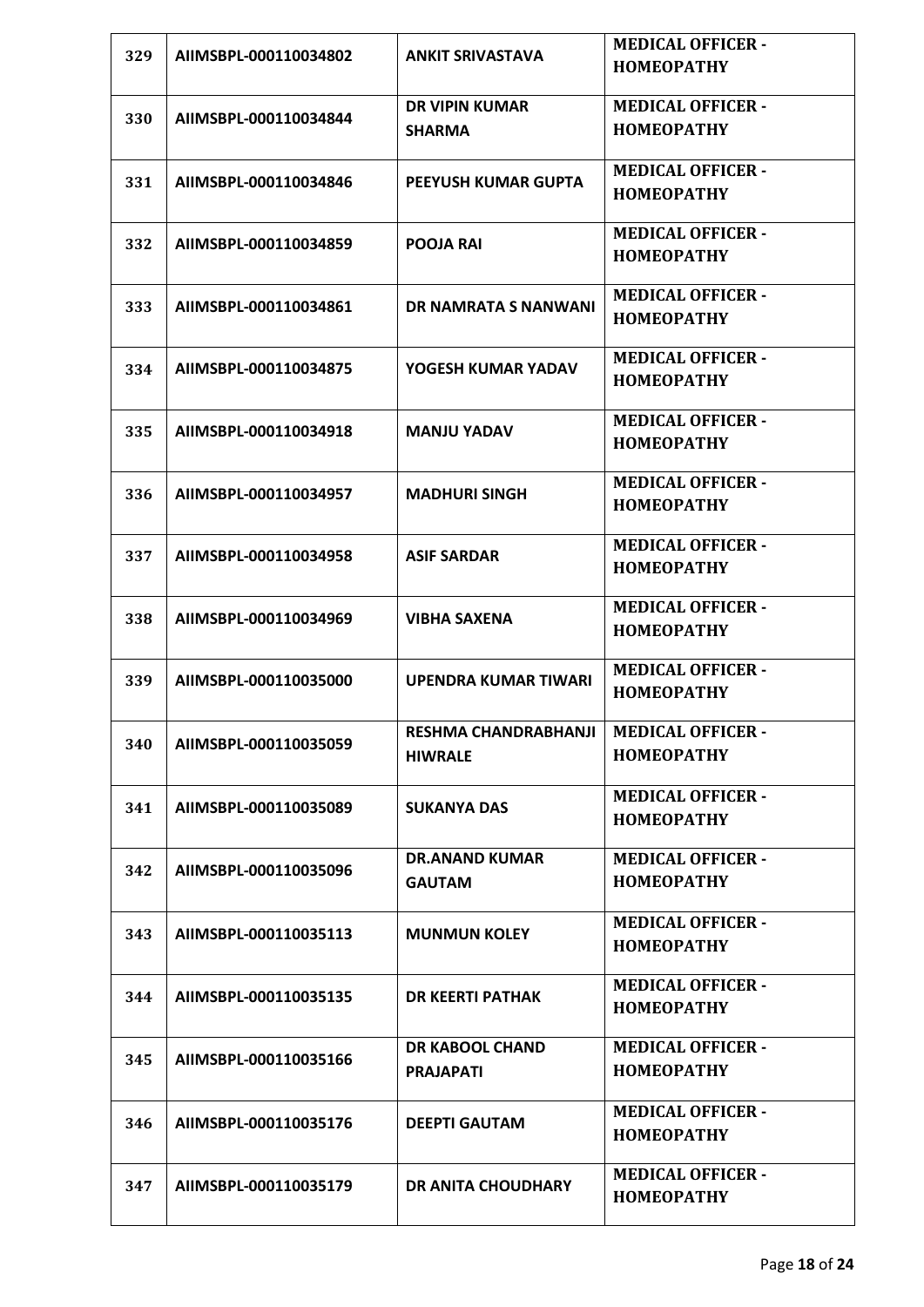| | | | |
|---|---|---|---|
| 329 | AIIMSBPL-000110034802 | **ANKIT SRIVASTAVA** | **MEDICAL OFFICER - HOMEOPATHY** |
| 330 | AIIMSBPL-000110034844 | **DR VIPIN KUMAR SHARMA** | **MEDICAL OFFICER - HOMEOPATHY** |
| 331 | AIIMSBPL-000110034846 | **PEEYUSH KUMAR GUPTA** | **MEDICAL OFFICER - HOMEOPATHY** |
| 332 | AIIMSBPL-000110034859 | **POOJA RAI** | **MEDICAL OFFICER - HOMEOPATHY** |
| 333 | AIIMSBPL-000110034861 | **DR NAMRATA S NANWANI** | **MEDICAL OFFICER - HOMEOPATHY** |
| 334 | AIIMSBPL-000110034875 | **YOGESH KUMAR YADAV** | **MEDICAL OFFICER - HOMEOPATHY** |
| 335 | AIIMSBPL-000110034918 | **MANJU YADAV** | **MEDICAL OFFICER - HOMEOPATHY** |
| 336 | AIIMSBPL-000110034957 | **MADHURI SINGH** | **MEDICAL OFFICER - HOMEOPATHY** |
| 337 | AIIMSBPL-000110034958 | **ASIF SARDAR** | **MEDICAL OFFICER - HOMEOPATHY** |
| 338 | AIIMSBPL-000110034969 | **VIBHA SAXENA** | **MEDICAL OFFICER - HOMEOPATHY** |
| 339 | AIIMSBPL-000110035000 | **UPENDRA KUMAR TIWARI** | **MEDICAL OFFICER - HOMEOPATHY** |
| 340 | AIIMSBPL-000110035059 | **RESHMA CHANDRABHANJI HIWRALE** | **MEDICAL OFFICER - HOMEOPATHY** |
| 341 | AIIMSBPL-000110035089 | **SUKANYA DAS** | **MEDICAL OFFICER - HOMEOPATHY** |
| 342 | AIIMSBPL-000110035096 | **DR.ANAND KUMAR GAUTAM** | **MEDICAL OFFICER - HOMEOPATHY** |
| 343 | AIIMSBPL-000110035113 | **MUNMUN KOLEY** | **MEDICAL OFFICER - HOMEOPATHY** |
| 344 | AIIMSBPL-000110035135 | **DR KEERTI PATHAK** | **MEDICAL OFFICER - HOMEOPATHY** |
| 345 | AIIMSBPL-000110035166 | **DR KABOOL CHAND PRAJAPATI** | **MEDICAL OFFICER - HOMEOPATHY** |
| 346 | AIIMSBPL-000110035176 | **DEEPTI GAUTAM** | **MEDICAL OFFICER - HOMEOPATHY** |
| 347 | AIIMSBPL-000110035179 | **DR ANITA CHOUDHARY** | **MEDICAL OFFICER - HOMEOPATHY** |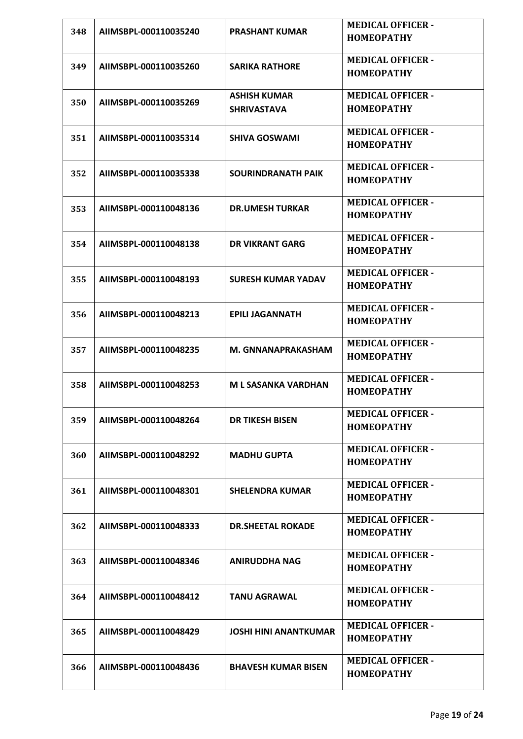| | | | |
|---|---|---|---|
| 348 | AIIMSBPL-000110035240 | **PRASHANT KUMAR** | **MEDICAL OFFICER - HOMEOPATHY** |
| 349 | AIIMSBPL-000110035260 | **SARIKA RATHORE** | **MEDICAL OFFICER - HOMEOPATHY** |
| 350 | AIIMSBPL-000110035269 | **ASHISH KUMAR SHRIVASTAVA** | **MEDICAL OFFICER - HOMEOPATHY** |
| 351 | AIIMSBPL-000110035314 | **SHIVA GOSWAMI** | **MEDICAL OFFICER - HOMEOPATHY** |
| 352 | AIIMSBPL-000110035338 | **SOURINDRANATH PAIK** | **MEDICAL OFFICER - HOMEOPATHY** |
| 353 | AIIMSBPL-000110048136 | **DR.UMESH TURKAR** | **MEDICAL OFFICER - HOMEOPATHY** |
| 354 | AIIMSBPL-000110048138 | **DR VIKRANT GARG** | **MEDICAL OFFICER - HOMEOPATHY** |
| 355 | AIIMSBPL-000110048193 | **SURESH KUMAR YADAV** | **MEDICAL OFFICER - HOMEOPATHY** |
| 356 | AIIMSBPL-000110048213 | **EPILI JAGANNATH** | **MEDICAL OFFICER - HOMEOPATHY** |
| 357 | AIIMSBPL-000110048235 | **M. GNNANAPRAKASHAM** | **MEDICAL OFFICER - HOMEOPATHY** |
| 358 | AIIMSBPL-000110048253 | **M L SASANKA VARDHAN** | **MEDICAL OFFICER - HOMEOPATHY** |
| 359 | AIIMSBPL-000110048264 | **DR TIKESH BISEN** | **MEDICAL OFFICER - HOMEOPATHY** |
| 360 | AIIMSBPL-000110048292 | **MADHU GUPTA** | **MEDICAL OFFICER - HOMEOPATHY** |
| 361 | AIIMSBPL-000110048301 | **SHELENDRA KUMAR** | **MEDICAL OFFICER - HOMEOPATHY** |
| 362 | AIIMSBPL-000110048333 | **DR.SHEETAL ROKADE** | **MEDICAL OFFICER - HOMEOPATHY** |
| 363 | AIIMSBPL-000110048346 | **ANIRUDDHA NAG** | **MEDICAL OFFICER - HOMEOPATHY** |
| 364 | AIIMSBPL-000110048412 | **TANU AGRAWAL** | **MEDICAL OFFICER - HOMEOPATHY** |
| 365 | AIIMSBPL-000110048429 | **JOSHI HINI ANANTKUMAR** | **MEDICAL OFFICER - HOMEOPATHY** |
| 366 | AIIMSBPL-000110048436 | **BHAVESH KUMAR BISEN** | **MEDICAL OFFICER - HOMEOPATHY** |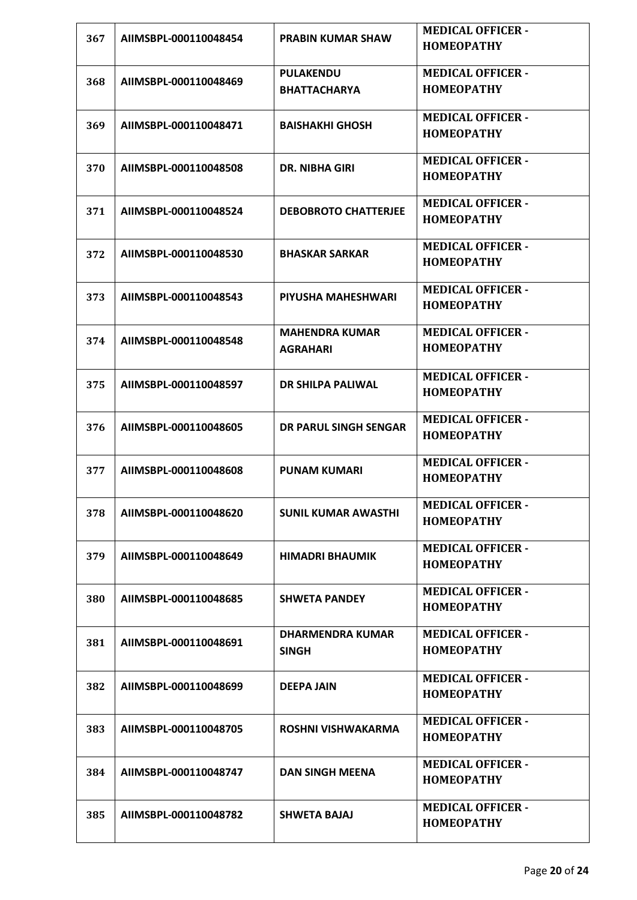| | | | |
|---|---|---|---|
| 367 | AIIMSBPL-000110048454 | **PRABIN KUMAR SHAW** | **MEDICAL OFFICER - HOMEOPATHY** |
| 368 | AIIMSBPL-000110048469 | **PULAKENDU BHATTACHARYA** | **MEDICAL OFFICER - HOMEOPATHY** |
| 369 | AIIMSBPL-000110048471 | **BAISHAKHI GHOSH** | **MEDICAL OFFICER - HOMEOPATHY** |
| 370 | AIIMSBPL-000110048508 | **DR. NIBHA GIRI** | **MEDICAL OFFICER - HOMEOPATHY** |
| 371 | AIIMSBPL-000110048524 | **DEBOBROTO CHATTERJEE** | **MEDICAL OFFICER - HOMEOPATHY** |
| 372 | AIIMSBPL-000110048530 | **BHASKAR SARKAR** | **MEDICAL OFFICER - HOMEOPATHY** |
| 373 | AIIMSBPL-000110048543 | **PIYUSHA MAHESHWARI** | **MEDICAL OFFICER - HOMEOPATHY** |
| 374 | AIIMSBPL-000110048548 | **MAHENDRA KUMAR AGRAHARI** | **MEDICAL OFFICER - HOMEOPATHY** |
| 375 | AIIMSBPL-000110048597 | **DR SHILPA PALIWAL** | **MEDICAL OFFICER - HOMEOPATHY** |
| 376 | AIIMSBPL-000110048605 | **DR PARUL SINGH SENGAR** | **MEDICAL OFFICER - HOMEOPATHY** |
| 377 | AIIMSBPL-000110048608 | **PUNAM KUMARI** | **MEDICAL OFFICER - HOMEOPATHY** |
| 378 | AIIMSBPL-000110048620 | **SUNIL KUMAR AWASTHI** | **MEDICAL OFFICER - HOMEOPATHY** |
| 379 | AIIMSBPL-000110048649 | **HIMADRI BHAUMIK** | **MEDICAL OFFICER - HOMEOPATHY** |
| 380 | AIIMSBPL-000110048685 | **SHWETA PANDEY** | **MEDICAL OFFICER - HOMEOPATHY** |
| 381 | AIIMSBPL-000110048691 | **DHARMENDRA KUMAR SINGH** | **MEDICAL OFFICER - HOMEOPATHY** |
| 382 | AIIMSBPL-000110048699 | **DEEPA JAIN** | **MEDICAL OFFICER - HOMEOPATHY** |
| 383 | AIIMSBPL-000110048705 | **ROSHNI VISHWAKARMA** | **MEDICAL OFFICER - HOMEOPATHY** |
| 384 | AIIMSBPL-000110048747 | **DAN SINGH MEENA** | **MEDICAL OFFICER - HOMEOPATHY** |
| 385 | AIIMSBPL-000110048782 | **SHWETA BAJAJ** | **MEDICAL OFFICER - HOMEOPATHY** |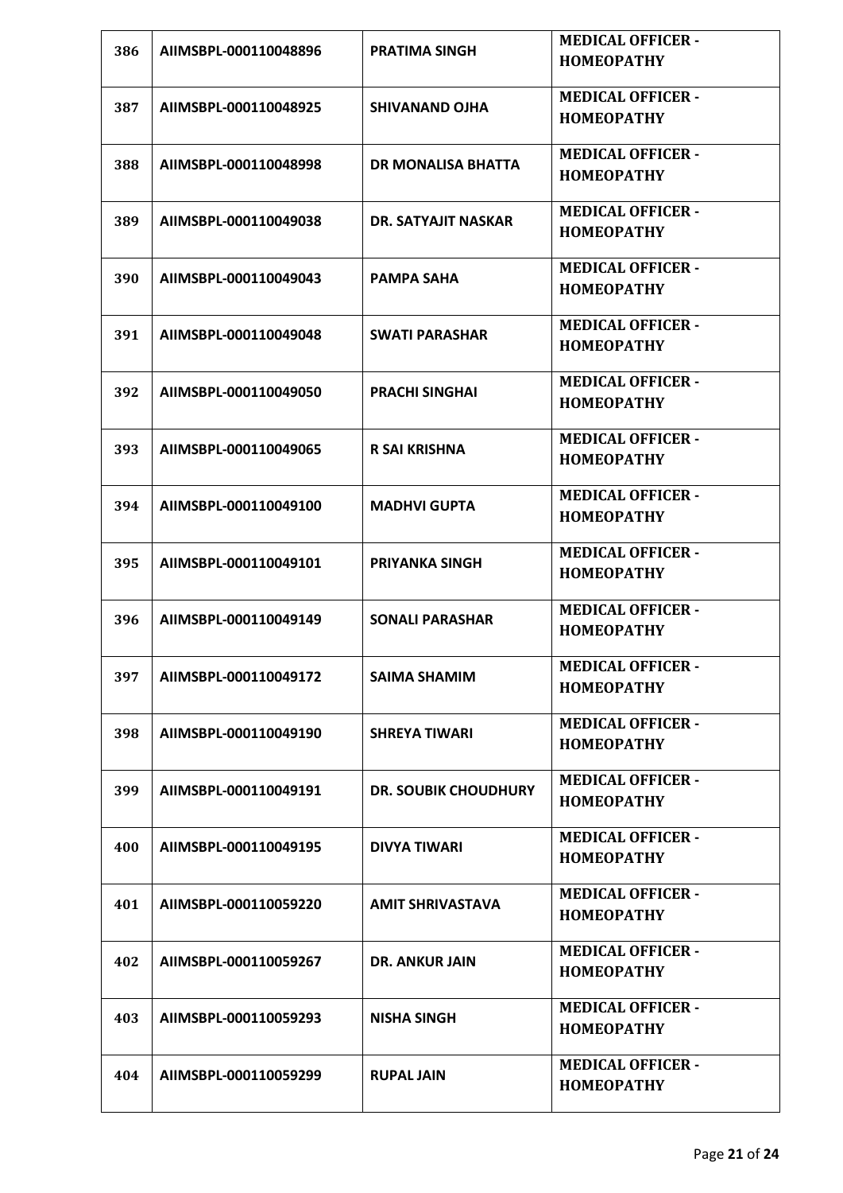| | | | |
|---|---|---|---|
| 386 | AIIMSBPL-000110048896 | PRATIMA SINGH | MEDICAL OFFICER - HOMEOPATHY |
| 387 | AIIMSBPL-000110048925 | SHIVANAND OJHA | MEDICAL OFFICER - HOMEOPATHY |
| 388 | AIIMSBPL-000110048998 | DR MONALISA BHATTA | MEDICAL OFFICER - HOMEOPATHY |
| 389 | AIIMSBPL-000110049038 | DR. SATYAJIT NASKAR | MEDICAL OFFICER - HOMEOPATHY |
| 390 | AIIMSBPL-000110049043 | PAMPA SAHA | MEDICAL OFFICER - HOMEOPATHY |
| 391 | AIIMSBPL-000110049048 | SWATI PARASHAR | MEDICAL OFFICER - HOMEOPATHY |
| 392 | AIIMSBPL-000110049050 | PRACHI SINGHAI | MEDICAL OFFICER - HOMEOPATHY |
| 393 | AIIMSBPL-000110049065 | R SAI KRISHNA | MEDICAL OFFICER - HOMEOPATHY |
| 394 | AIIMSBPL-000110049100 | MADHVI GUPTA | MEDICAL OFFICER - HOMEOPATHY |
| 395 | AIIMSBPL-000110049101 | PRIYANKA SINGH | MEDICAL OFFICER - HOMEOPATHY |
| 396 | AIIMSBPL-000110049149 | SONALI PARASHAR | MEDICAL OFFICER - HOMEOPATHY |
| 397 | AIIMSBPL-000110049172 | SAIMA SHAMIM | MEDICAL OFFICER - HOMEOPATHY |
| 398 | AIIMSBPL-000110049190 | SHREYA TIWARI | MEDICAL OFFICER - HOMEOPATHY |
| 399 | AIIMSBPL-000110049191 | DR. SOUBIK CHOUDHURY | MEDICAL OFFICER - HOMEOPATHY |
| 400 | AIIMSBPL-000110049195 | DIVYA TIWARI | MEDICAL OFFICER - HOMEOPATHY |
| 401 | AIIMSBPL-000110059220 | AMIT SHRIVASTAVA | MEDICAL OFFICER - HOMEOPATHY |
| 402 | AIIMSBPL-000110059267 | DR. ANKUR JAIN | MEDICAL OFFICER - HOMEOPATHY |
| 403 | AIIMSBPL-000110059293 | NISHA SINGH | MEDICAL OFFICER - HOMEOPATHY |
| 404 | AIIMSBPL-000110059299 | RUPAL JAIN | MEDICAL OFFICER - HOMEOPATHY |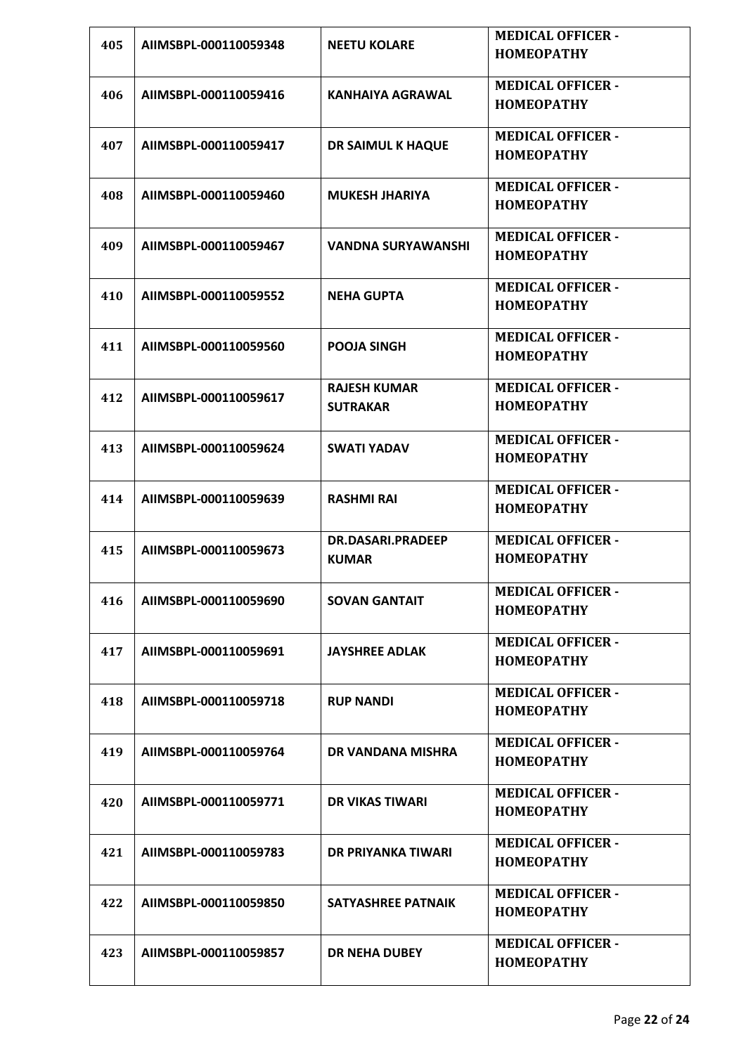| | | | |
|---|---|---|---|
| 405 | AIIMSBPL-000110059348 | NEETU KOLARE | MEDICAL OFFICER - HOMEOPATHY |
| 406 | AIIMSBPL-000110059416 | KANHAIYA AGRAWAL | MEDICAL OFFICER - HOMEOPATHY |
| 407 | AIIMSBPL-000110059417 | DR SAIMUL K HAQUE | MEDICAL OFFICER - HOMEOPATHY |
| 408 | AIIMSBPL-000110059460 | MUKESH JHARIYA | MEDICAL OFFICER - HOMEOPATHY |
| 409 | AIIMSBPL-000110059467 | VANDNA SURYAWANSHI | MEDICAL OFFICER - HOMEOPATHY |
| 410 | AIIMSBPL-000110059552 | NEHA GUPTA | MEDICAL OFFICER - HOMEOPATHY |
| 411 | AIIMSBPL-000110059560 | POOJA SINGH | MEDICAL OFFICER - HOMEOPATHY |
| 412 | AIIMSBPL-000110059617 | RAJESH KUMAR SUTRAKAR | MEDICAL OFFICER - HOMEOPATHY |
| 413 | AIIMSBPL-000110059624 | SWATI YADAV | MEDICAL OFFICER - HOMEOPATHY |
| 414 | AIIMSBPL-000110059639 | RASHMI RAI | MEDICAL OFFICER - HOMEOPATHY |
| 415 | AIIMSBPL-000110059673 | DR.DASARI.PRADEEP KUMAR | MEDICAL OFFICER - HOMEOPATHY |
| 416 | AIIMSBPL-000110059690 | SOVAN GANTAIT | MEDICAL OFFICER - HOMEOPATHY |
| 417 | AIIMSBPL-000110059691 | JAYSHREE ADLAK | MEDICAL OFFICER - HOMEOPATHY |
| 418 | AIIMSBPL-000110059718 | RUP NANDI | MEDICAL OFFICER - HOMEOPATHY |
| 419 | AIIMSBPL-000110059764 | DR VANDANA MISHRA | MEDICAL OFFICER - HOMEOPATHY |
| 420 | AIIMSBPL-000110059771 | DR VIKAS TIWARI | MEDICAL OFFICER - HOMEOPATHY |
| 421 | AIIMSBPL-000110059783 | DR PRIYANKA TIWARI | MEDICAL OFFICER - HOMEOPATHY |
| 422 | AIIMSBPL-000110059850 | SATYASHREE PATNAIK | MEDICAL OFFICER - HOMEOPATHY |
| 423 | AIIMSBPL-000110059857 | DR NEHA DUBEY | MEDICAL OFFICER - HOMEOPATHY |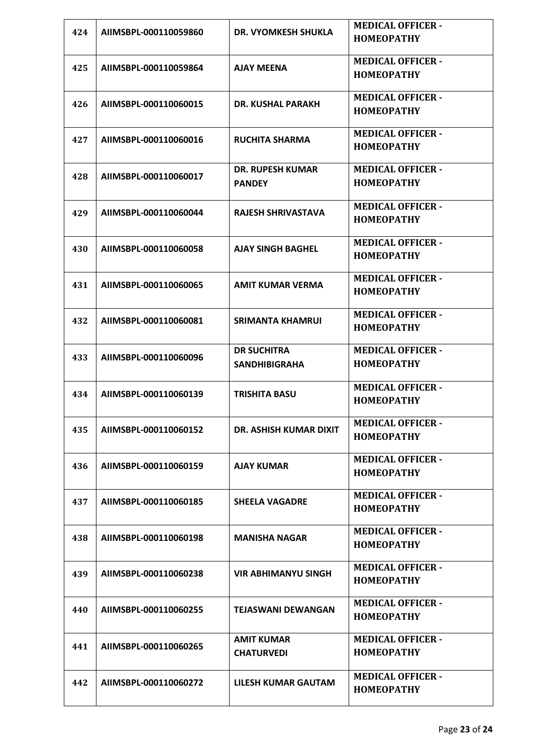| 424 | AIIMSBPL-000110059860 | DR. VYOMKESH SHUKLA | MEDICAL OFFICER - HOMEOPATHY |
|---|---|---|---|
| 425 | AIIMSBPL-000110059864 | AJAY MEENA | MEDICAL OFFICER - HOMEOPATHY |
| 426 | AIIMSBPL-000110060015 | DR. KUSHAL PARAKH | MEDICAL OFFICER - HOMEOPATHY |
| 427 | AIIMSBPL-000110060016 | RUCHITA SHARMA | MEDICAL OFFICER - HOMEOPATHY |
| 428 | AIIMSBPL-000110060017 | DR. RUPESH KUMAR PANDEY | MEDICAL OFFICER - HOMEOPATHY |
| 429 | AIIMSBPL-000110060044 | RAJESH SHRIVASTAVA | MEDICAL OFFICER - HOMEOPATHY |
| 430 | AIIMSBPL-000110060058 | AJAY SINGH BAGHEL | MEDICAL OFFICER - HOMEOPATHY |
| 431 | AIIMSBPL-000110060065 | AMIT KUMAR VERMA | MEDICAL OFFICER - HOMEOPATHY |
| 432 | AIIMSBPL-000110060081 | SRIMANTA KHAMRUI | MEDICAL OFFICER - HOMEOPATHY |
| 433 | AIIMSBPL-000110060096 | DR SUCHITRA SANDHIBIGRAHA | MEDICAL OFFICER - HOMEOPATHY |
| 434 | AIIMSBPL-000110060139 | TRISHITA BASU | MEDICAL OFFICER - HOMEOPATHY |
| 435 | AIIMSBPL-000110060152 | DR. ASHISH KUMAR DIXIT | MEDICAL OFFICER - HOMEOPATHY |
| 436 | AIIMSBPL-000110060159 | AJAY KUMAR | MEDICAL OFFICER - HOMEOPATHY |
| 437 | AIIMSBPL-000110060185 | SHEELA VAGADRE | MEDICAL OFFICER - HOMEOPATHY |
| 438 | AIIMSBPL-000110060198 | MANISHA NAGAR | MEDICAL OFFICER - HOMEOPATHY |
| 439 | AIIMSBPL-000110060238 | VIR ABHIMANYU SINGH | MEDICAL OFFICER - HOMEOPATHY |
| 440 | AIIMSBPL-000110060255 | TEJASWANI DEWANGAN | MEDICAL OFFICER - HOMEOPATHY |
| 441 | AIIMSBPL-000110060265 | AMIT KUMAR CHATURVEDI | MEDICAL OFFICER - HOMEOPATHY |
| 442 | AIIMSBPL-000110060272 | LILESH KUMAR GAUTAM | MEDICAL OFFICER - HOMEOPATHY |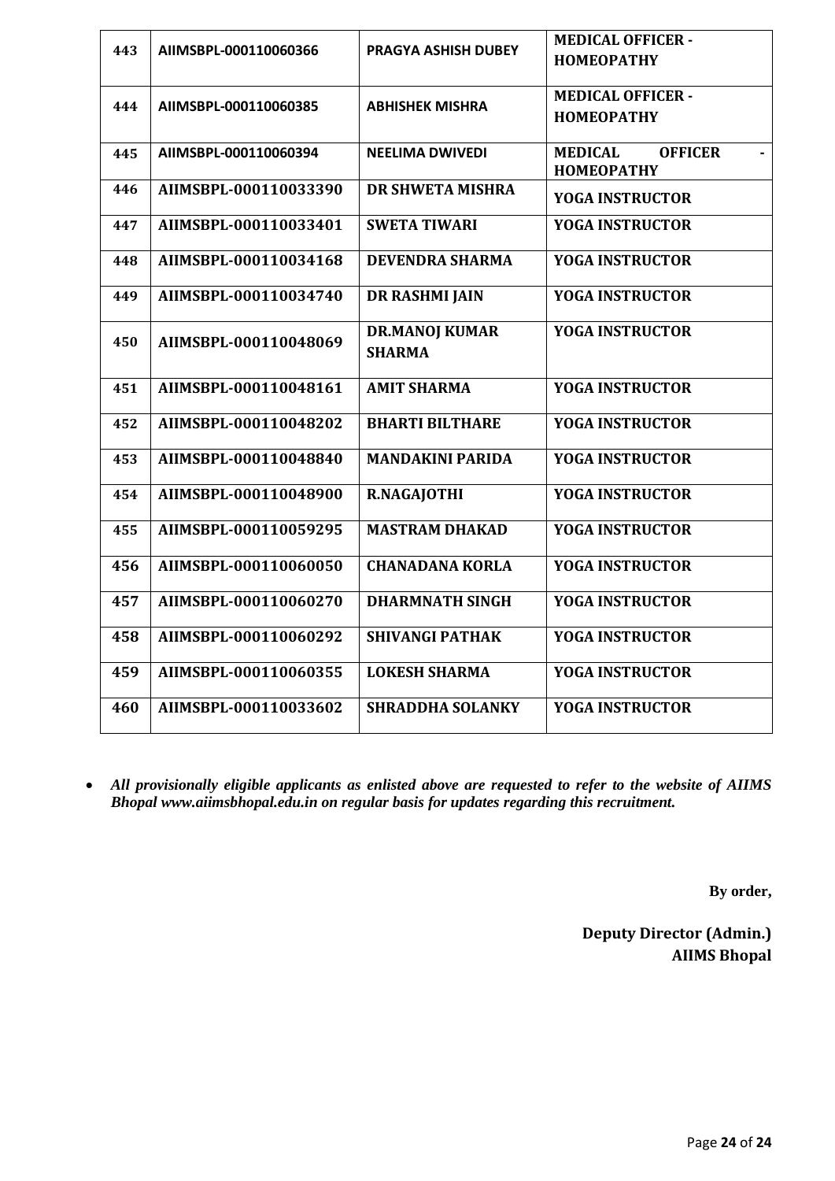| | | | |
|---|---|---|---|
| 443 | AIIMSBPL-000110060366 | PRAGYA ASHISH DUBEY | MEDICAL OFFICER - HOMEOPATHY |
| 444 | AIIMSBPL-000110060385 | ABHISHEK MISHRA | MEDICAL OFFICER - HOMEOPATHY |
| 445 | AIIMSBPL-000110060394 | NEELIMA DWIVEDI | MEDICAL OFFICER - HOMEOPATHY |
| 446 | AIIMSBPL-000110033390 | DR SHWETA MISHRA | YOGA INSTRUCTOR |
| 447 | AIIMSBPL-000110033401 | SWETA TIWARI | YOGA INSTRUCTOR |
| 448 | AIIMSBPL-000110034168 | DEVENDRA SHARMA | YOGA INSTRUCTOR |
| 449 | AIIMSBPL-000110034740 | DR RASHMI JAIN | YOGA INSTRUCTOR |
| 450 | AIIMSBPL-000110048069 | DR.MANOJ KUMAR SHARMA | YOGA INSTRUCTOR |
| 451 | AIIMSBPL-000110048161 | AMIT SHARMA | YOGA INSTRUCTOR |
| 452 | AIIMSBPL-000110048202 | BHARTI BILTHARE | YOGA INSTRUCTOR |
| 453 | AIIMSBPL-000110048840 | MANDAKINI PARIDA | YOGA INSTRUCTOR |
| 454 | AIIMSBPL-000110048900 | R.NAGAJOTHI | YOGA INSTRUCTOR |
| 455 | AIIMSBPL-000110059295 | MASTRAM DHAKAD | YOGA INSTRUCTOR |
| 456 | AIIMSBPL-000110060050 | CHANADANA KORLA | YOGA INSTRUCTOR |
| 457 | AIIMSBPL-000110060270 | DHARMNATH SINGH | YOGA INSTRUCTOR |
| 458 | AIIMSBPL-000110060292 | SHIVANGI PATHAK | YOGA INSTRUCTOR |
| 459 | AIIMSBPL-000110060355 | LOKESH SHARMA | YOGA INSTRUCTOR |
| 460 | AIIMSBPL-000110033602 | SHRADDHA SOLANKY | YOGA INSTRUCTOR |

- ***All provisionally eligible applicants as enlisted above are requested to refer to the website of AIIMS Bhopal www.aiimsbhopal.edu.in on regular basis for updates regarding this recruitment.***

**By order,**

**Deputy Director (Admin.)**
**AIIMS Bhopal**